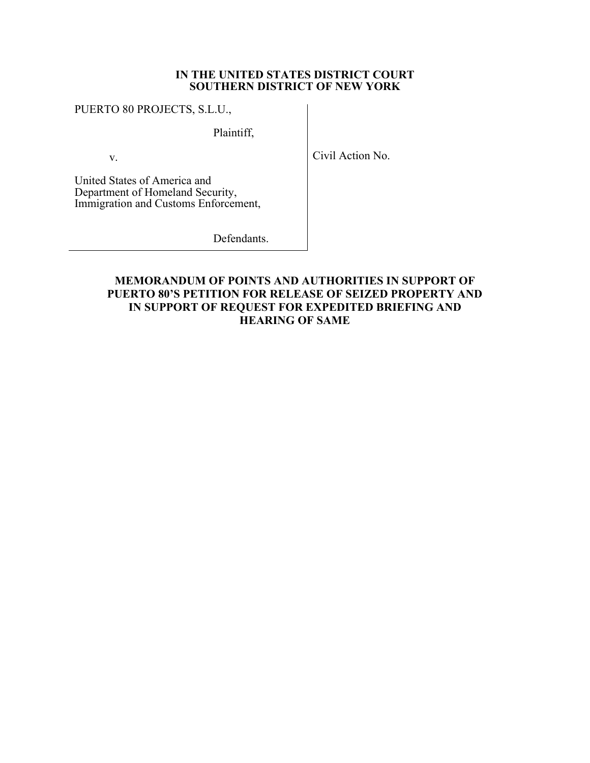**IN THE UNITED STATES DISTRICT COURT**
**SOUTHERN DISTRICT OF NEW YORK**

| | |
|---|---|
| PUERTO 80 PROJECTS, S.L.U.,<br><br>Plaintiff,<br><br>v.<br><br>United States of America and<br>Department of Homeland Security,<br>Immigration and Customs Enforcement,<br><br>Defendants. | Civil Action No. |

**MEMORANDUM OF POINTS AND AUTHORITIES IN SUPPORT OF PUERTO 80'S PETITION FOR RELEASE OF SEIZED PROPERTY AND IN SUPPORT OF REQUEST FOR EXPEDITED BRIEFING AND HEARING OF SAME**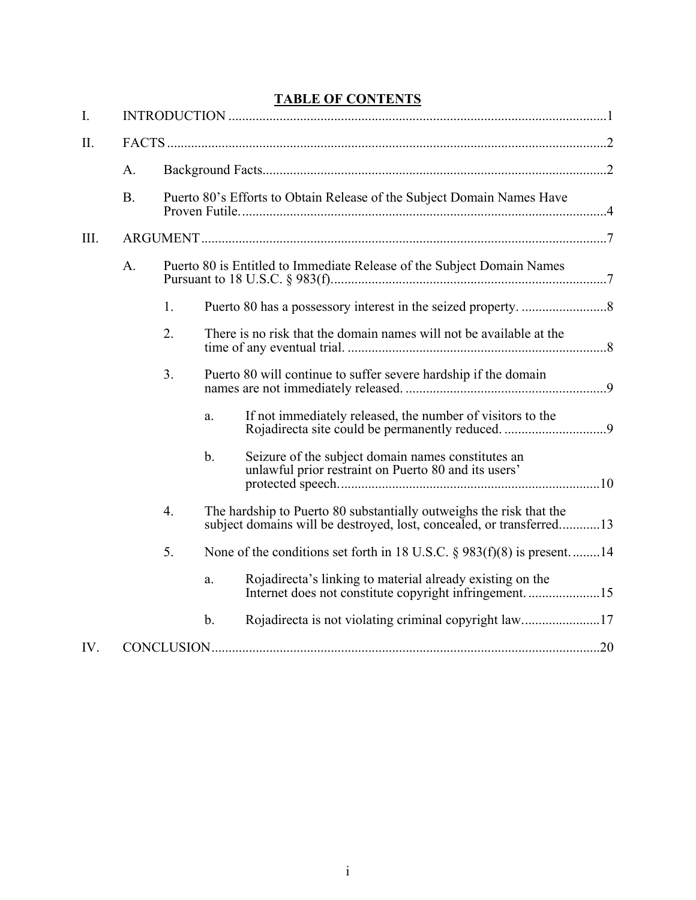## TABLE OF CONTENTS

I. INTRODUCTION ... 1

II. FACTS ... 2

- A. Background Facts ... 2
- B. Puerto 80's Efforts to Obtain Release of the Subject Domain Names Have Proven Futile. ... 4

III. ARGUMENT ... 7

- A. Puerto 80 is Entitled to Immediate Release of the Subject Domain Names Pursuant to 18 U.S.C. § 983(f). ... 7
  - 1. Puerto 80 has a possessory interest in the seized property. ... 8
  - 2. There is no risk that the domain names will not be available at the time of any eventual trial. ... 8
  - 3. Puerto 80 will continue to suffer severe hardship if the domain names are not immediately released. ... 9
    - a. If not immediately released, the number of visitors to the Rojadirecta site could be permanently reduced. ... 9
    - b. Seizure of the subject domain names constitutes an unlawful prior restraint on Puerto 80 and its users' protected speech. ... 10
  - 4. The hardship to Puerto 80 substantially outweighs the risk that the subject domains will be destroyed, lost, concealed, or transferred ... 13
  - 5. None of the conditions set forth in 18 U.S.C. § 983(f)(8) is present. ... 14
    - a. Rojadirecta's linking to material already existing on the Internet does not constitute copyright infringement. ... 15
    - b. Rojadirecta is not violating criminal copyright law ... 17

IV. CONCLUSION ... 20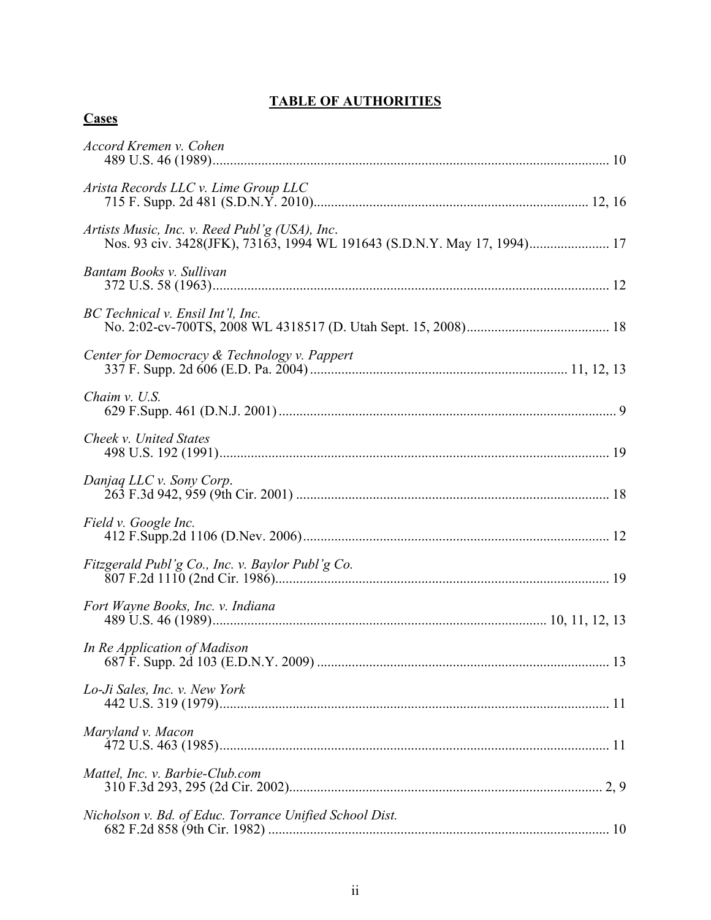# TABLE OF AUTHORITIES

## Cases

*Accord Kremen v. Cohen*
489 U.S. 46 (1989)................................................................................................................. 10

*Arista Records LLC v. Lime Group LLC*
715 F. Supp. 2d 481 (S.D.N.Y. 2010)............................................................................. 12, 16

*Artists Music, Inc. v. Reed Publ'g (USA), Inc*.
Nos. 93 civ. 3428(JFK), 73163, 1994 WL 191643 (S.D.N.Y. May 17, 1994)...................... 17

*Bantam Books v. Sullivan*
372 U.S. 58 (1963)................................................................................................................. 12

*BC Technical v. Ensil Int'l, Inc.*
No. 2:02-cv-700TS, 2008 WL 4318517 (D. Utah Sept. 15, 2008)......................................... 18

*Center for Democracy & Technology v. Pappert*
337 F. Supp. 2d 606 (E.D. Pa. 2004)........................................................................ 11, 12, 13

*Chaim v. U.S.*
629 F.Supp. 461 (D.N.J. 2001)................................................................................................ 9

*Cheek v. United States*
498 U.S. 192 (1991)............................................................................................................... 19

*Danjaq LLC v. Sony Corp*.
263 F.3d 942, 959 (9th Cir. 2001) ......................................................................................... 18

*Field v. Google Inc.*
412 F.Supp.2d 1106 (D.Nev. 2006)....................................................................................... 12

*Fitzgerald Publ'g Co., Inc. v. Baylor Publ'g Co.*
807 F.2d 1110 (2nd Cir. 1986)............................................................................................... 19

*Fort Wayne Books, Inc. v. Indiana*
489 U.S. 46 (1989)............................................................................................... 10, 11, 12, 13

*In Re Application of Madison*
687 F. Supp. 2d 103 (E.D.N.Y. 2009) ................................................................................... 13

*Lo-Ji Sales, Inc. v. New York*
442 U.S. 319 (1979)............................................................................................................... 11

*Maryland v. Macon*
472 U.S. 463 (1985)............................................................................................................... 11

*Mattel, Inc. v. Barbie-Club.com*
310 F.3d 293, 295 (2d Cir. 2002).......................................................................................... 2, 9

*Nicholson v. Bd. of Educ. Torrance Unified School Dist.*
682 F.2d 858 (9th Cir. 1982) ................................................................................................. 10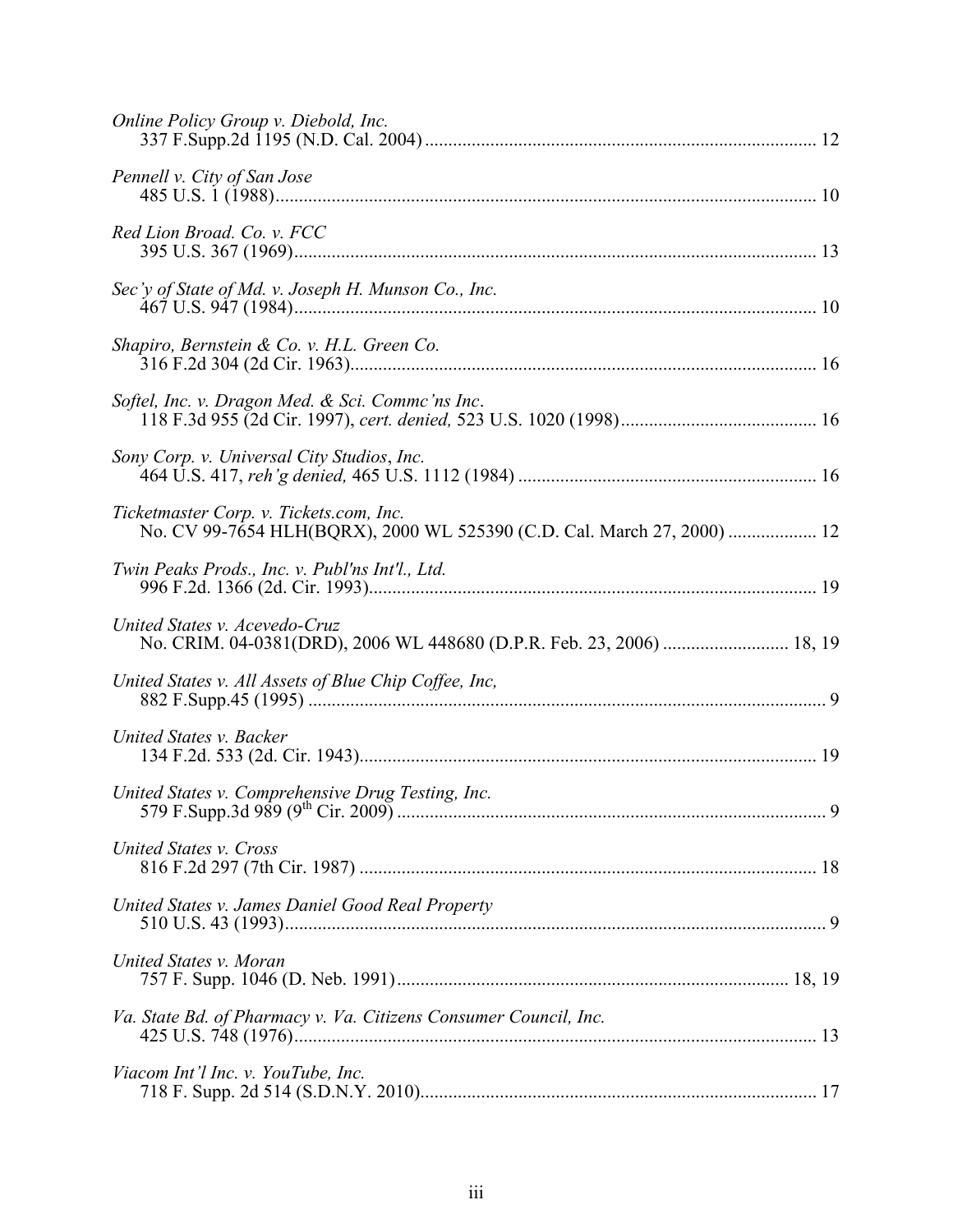*Online Policy Group v. Diebold, Inc.*
337 F.Supp.2d 1195 (N.D. Cal. 2004) .................................................................................... 12

*Pennell v. City of San Jose*
485 U.S. 1 (1988) ..................................................................................................................... 10

*Red Lion Broad. Co. v. FCC*
395 U.S. 367 (1969) ................................................................................................................. 13

*Sec'y of State of Md. v. Joseph H. Munson Co., Inc.*
467 U.S. 947 (1984) ................................................................................................................. 10

*Shapiro, Bernstein & Co. v. H.L. Green Co.*
316 F.2d 304 (2d Cir. 1963) ..................................................................................................... 16

*Softel, Inc. v. Dragon Med. & Sci. Commc'ns Inc*.
118 F.3d 955 (2d Cir. 1997), *cert. denied,* 523 U.S. 1020 (1998) .......................................... 16

*Sony Corp. v. Universal City Studios*, *Inc.*
464 U.S. 417, *reh'g denied,* 465 U.S. 1112 (1984) ................................................................ 16

*Ticketmaster Corp. v. Tickets.com, Inc.*
No. CV 99-7654 HLH(BQRX), 2000 WL 525390 (C.D. Cal. March 27, 2000) .................. 12

*Twin Peaks Prods., Inc. v. Publ'ns Int'l., Ltd.*
996 F.2d. 1366 (2d. Cir. 1993) ................................................................................................ 19

*United States v. Acevedo-Cruz*
No. CRIM. 04-0381(DRD), 2006 WL 448680 (D.P.R. Feb. 23, 2006) ........................... 18, 19

*United States v. All Assets of Blue Chip Coffee, Inc,*
882 F.Supp.45 (1995) ................................................................................................................ 9

*United States v. Backer*
134 F.2d. 533 (2d. Cir. 1943) .................................................................................................. 19

*United States v. Comprehensive Drug Testing, Inc.*
579 F.Supp.3d 989 (9th Cir. 2009) ............................................................................................ 9

*United States v. Cross*
816 F.2d 297 (7th Cir. 1987) .................................................................................................... 18

*United States v. James Daniel Good Real Property*
510 U.S. 43 (1993) ..................................................................................................................... 9

*United States v. Moran*
757 F. Supp. 1046 (D. Neb. 1991) ..................................................................................... 18, 19

*Va. State Bd. of Pharmacy v. Va. Citizens Consumer Council, Inc.*
425 U.S. 748 (1976) ................................................................................................................. 13

*Viacom Int'l Inc. v. YouTube, Inc.*
718 F. Supp. 2d 514 (S.D.N.Y. 2010) ...................................................................................... 17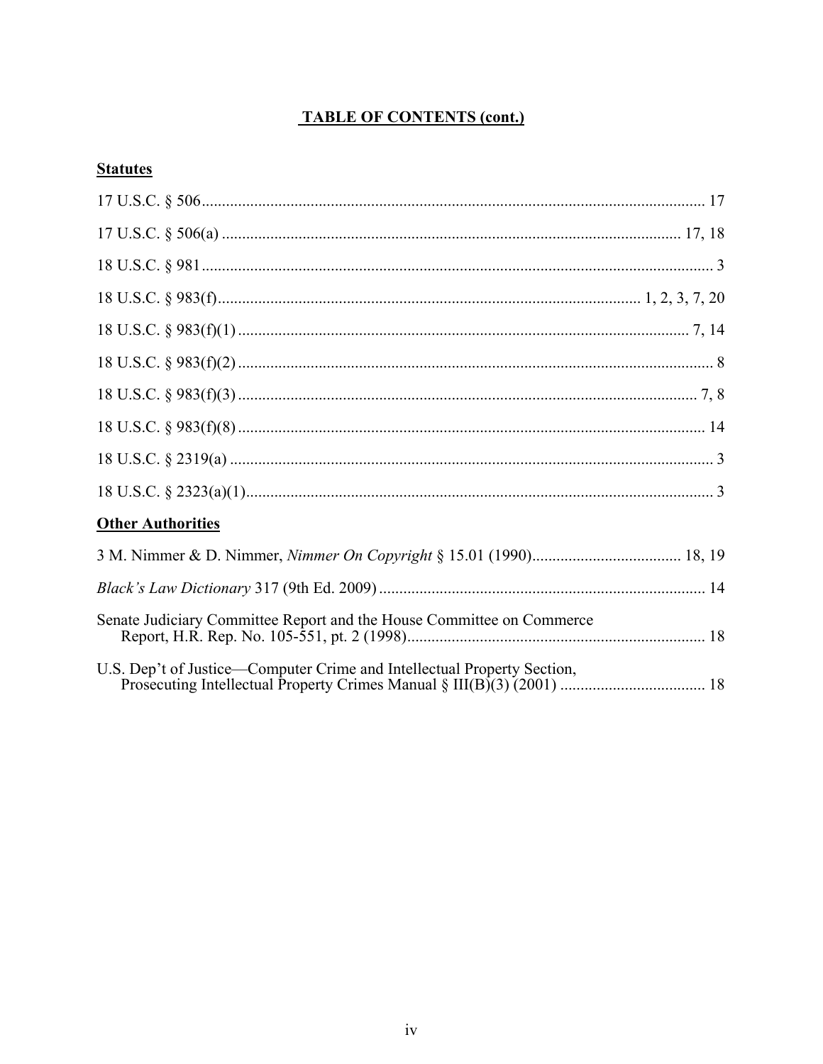## TABLE OF CONTENTS (cont.)

### Statutes

17 U.S.C. § 506 ............................................................................................................................ 17

17 U.S.C. § 506(a) .................................................................................................................. 17, 18

18 U.S.C. § 981 .............................................................................................................................. 3

18 U.S.C. § 983(f) ......................................................................................................... 1, 2, 3, 7, 20

18 U.S.C. § 983(f)(1) ................................................................................................................ 7, 14

18 U.S.C. § 983(f)(2) ...................................................................................................................... 8

18 U.S.C. § 983(f)(3) .................................................................................................................. 7, 8

18 U.S.C. § 983(f)(8) .................................................................................................................... 14

18 U.S.C. § 2319(a) ........................................................................................................................ 3

18 U.S.C. § 2323(a)(1) .................................................................................................................... 3

### Other Authorities

3 M. Nimmer & D. Nimmer, *Nimmer On Copyright* § 15.01 (1990) ..................................... 18, 19

*Black's Law Dictionary* 317 (9th Ed. 2009) ................................................................................. 14

Senate Judiciary Committee Report and the House Committee on Commerce Report, H.R. Rep. No. 105-551, pt. 2 (1998) .......................................................................... 18

U.S. Dep't of Justice—Computer Crime and Intellectual Property Section, Prosecuting Intellectual Property Crimes Manual § III(B)(3) (2001) .................................... 18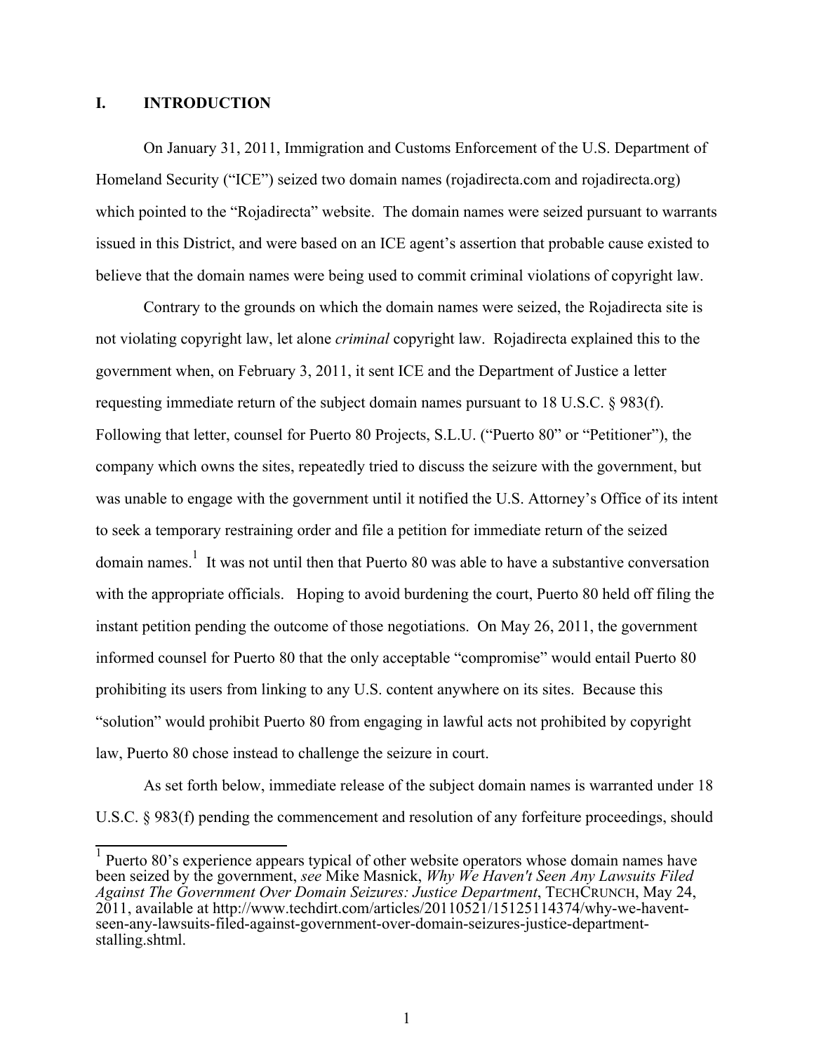## I. INTRODUCTION

On January 31, 2011, Immigration and Customs Enforcement of the U.S. Department of Homeland Security ("ICE") seized two domain names (rojadirecta.com and rojadirecta.org) which pointed to the "Rojadirecta" website. The domain names were seized pursuant to warrants issued in this District, and were based on an ICE agent's assertion that probable cause existed to believe that the domain names were being used to commit criminal violations of copyright law.

Contrary to the grounds on which the domain names were seized, the Rojadirecta site is not violating copyright law, let alone *criminal* copyright law. Rojadirecta explained this to the government when, on February 3, 2011, it sent ICE and the Department of Justice a letter requesting immediate return of the subject domain names pursuant to 18 U.S.C. § 983(f). Following that letter, counsel for Puerto 80 Projects, S.L.U. ("Puerto 80" or "Petitioner"), the company which owns the sites, repeatedly tried to discuss the seizure with the government, but was unable to engage with the government until it notified the U.S. Attorney's Office of its intent to seek a temporary restraining order and file a petition for immediate return of the seized domain names.[1] It was not until then that Puerto 80 was able to have a substantive conversation with the appropriate officials. Hoping to avoid burdening the court, Puerto 80 held off filing the instant petition pending the outcome of those negotiations. On May 26, 2011, the government informed counsel for Puerto 80 that the only acceptable "compromise" would entail Puerto 80 prohibiting its users from linking to any U.S. content anywhere on its sites. Because this "solution" would prohibit Puerto 80 from engaging in lawful acts not prohibited by copyright law, Puerto 80 chose instead to challenge the seizure in court.

As set forth below, immediate release of the subject domain names is warranted under 18 U.S.C. § 983(f) pending the commencement and resolution of any forfeiture proceedings, should

[1] Puerto 80's experience appears typical of other website operators whose domain names have been seized by the government, *see* Mike Masnick, *Why We Haven't Seen Any Lawsuits Filed Against The Government Over Domain Seizures: Justice Department*, TECHCRUNCH, May 24, 2011, available at http://www.techdirt.com/articles/20110521/15125114374/why-we-havent-seen-any-lawsuits-filed-against-government-over-domain-seizures-justice-department-stalling.shtml.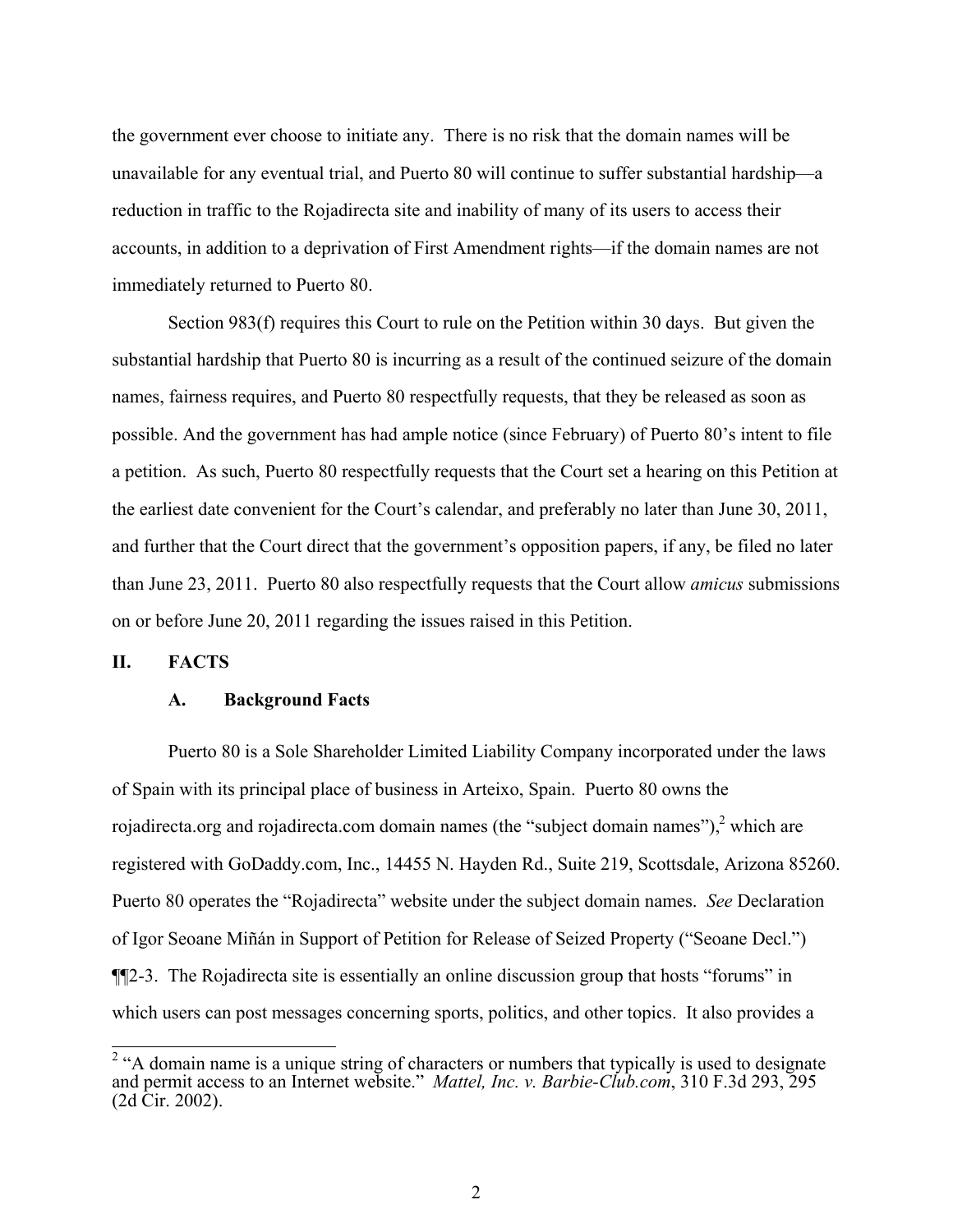the government ever choose to initiate any. There is no risk that the domain names will be unavailable for any eventual trial, and Puerto 80 will continue to suffer substantial hardship—a reduction in traffic to the Rojadirecta site and inability of many of its users to access their accounts, in addition to a deprivation of First Amendment rights—if the domain names are not immediately returned to Puerto 80.

Section 983(f) requires this Court to rule on the Petition within 30 days. But given the substantial hardship that Puerto 80 is incurring as a result of the continued seizure of the domain names, fairness requires, and Puerto 80 respectfully requests, that they be released as soon as possible. And the government has had ample notice (since February) of Puerto 80's intent to file a petition. As such, Puerto 80 respectfully requests that the Court set a hearing on this Petition at the earliest date convenient for the Court's calendar, and preferably no later than June 30, 2011, and further that the Court direct that the government's opposition papers, if any, be filed no later than June 23, 2011. Puerto 80 also respectfully requests that the Court allow *amicus* submissions on or before June 20, 2011 regarding the issues raised in this Petition.

## II. FACTS

### A. Background Facts

Puerto 80 is a Sole Shareholder Limited Liability Company incorporated under the laws of Spain with its principal place of business in Arteixo, Spain. Puerto 80 owns the rojadirecta.org and rojadirecta.com domain names (the "subject domain names"),[2] which are registered with GoDaddy.com, Inc., 14455 N. Hayden Rd., Suite 219, Scottsdale, Arizona 85260. Puerto 80 operates the "Rojadirecta" website under the subject domain names. *See* Declaration of Igor Seoane Miñán in Support of Petition for Release of Seized Property ("Seoane Decl.") ¶¶2-3. The Rojadirecta site is essentially an online discussion group that hosts "forums" in which users can post messages concerning sports, politics, and other topics. It also provides a

[2] "A domain name is a unique string of characters or numbers that typically is used to designate and permit access to an Internet website." *Mattel, Inc. v. Barbie-Club.com*, 310 F.3d 293, 295 (2d Cir. 2002).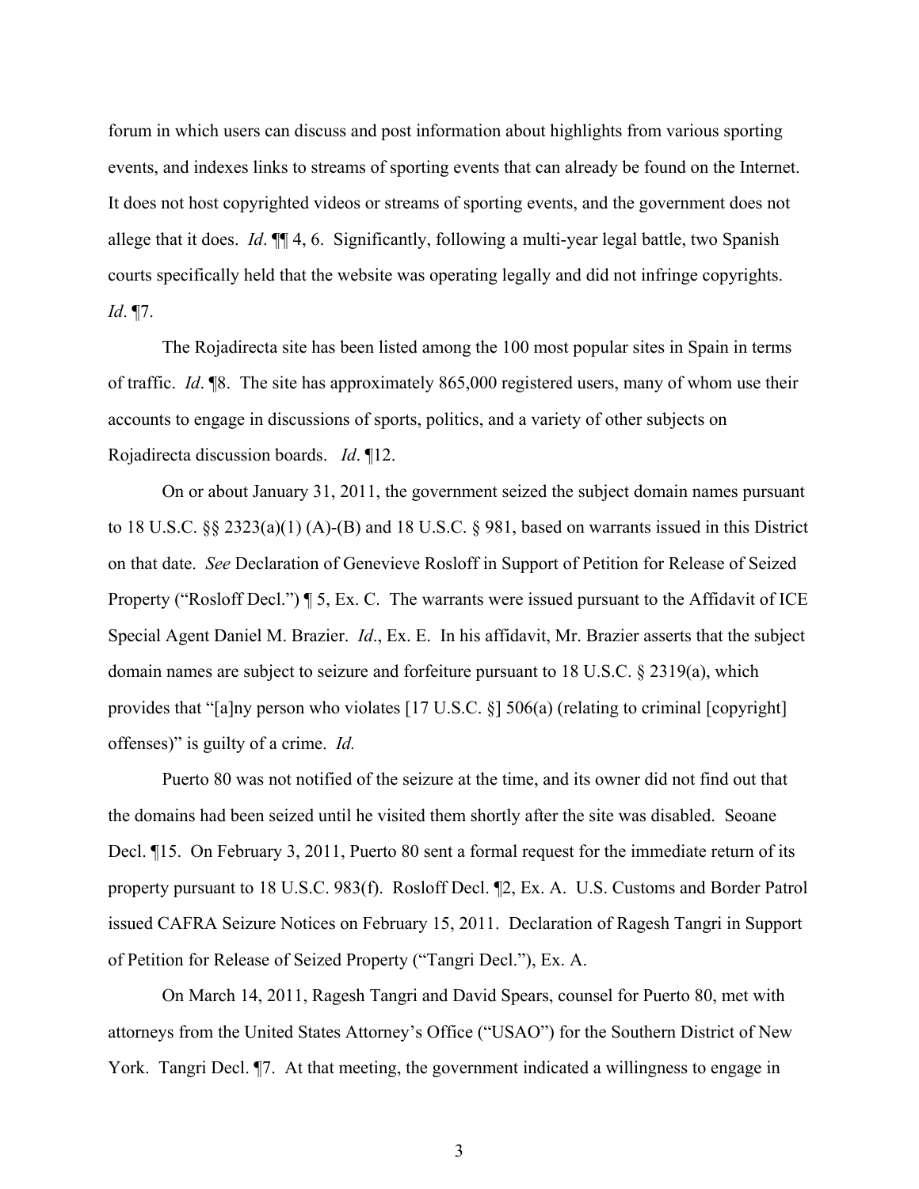forum in which users can discuss and post information about highlights from various sporting events, and indexes links to streams of sporting events that can already be found on the Internet. It does not host copyrighted videos or streams of sporting events, and the government does not allege that it does. *Id*. ¶¶ 4, 6. Significantly, following a multi-year legal battle, two Spanish courts specifically held that the website was operating legally and did not infringe copyrights. *Id*. ¶7.

The Rojadirecta site has been listed among the 100 most popular sites in Spain in terms of traffic. *Id*. ¶8. The site has approximately 865,000 registered users, many of whom use their accounts to engage in discussions of sports, politics, and a variety of other subjects on Rojadirecta discussion boards. *Id*. ¶12.

On or about January 31, 2011, the government seized the subject domain names pursuant to 18 U.S.C. §§ 2323(a)(1) (A)-(B) and 18 U.S.C. § 981, based on warrants issued in this District on that date. *See* Declaration of Genevieve Rosloff in Support of Petition for Release of Seized Property ("Rosloff Decl.") ¶ 5, Ex. C. The warrants were issued pursuant to the Affidavit of ICE Special Agent Daniel M. Brazier. *Id*., Ex. E. In his affidavit, Mr. Brazier asserts that the subject domain names are subject to seizure and forfeiture pursuant to 18 U.S.C. § 2319(a), which provides that "[a]ny person who violates [17 U.S.C. §] 506(a) (relating to criminal [copyright] offenses)" is guilty of a crime. *Id.*

Puerto 80 was not notified of the seizure at the time, and its owner did not find out that the domains had been seized until he visited them shortly after the site was disabled. Seoane Decl. ¶15. On February 3, 2011, Puerto 80 sent a formal request for the immediate return of its property pursuant to 18 U.S.C. 983(f). Rosloff Decl. ¶2, Ex. A. U.S. Customs and Border Patrol issued CAFRA Seizure Notices on February 15, 2011. Declaration of Ragesh Tangri in Support of Petition for Release of Seized Property ("Tangri Decl."), Ex. A.

On March 14, 2011, Ragesh Tangri and David Spears, counsel for Puerto 80, met with attorneys from the United States Attorney's Office ("USAO") for the Southern District of New York. Tangri Decl. ¶7. At that meeting, the government indicated a willingness to engage in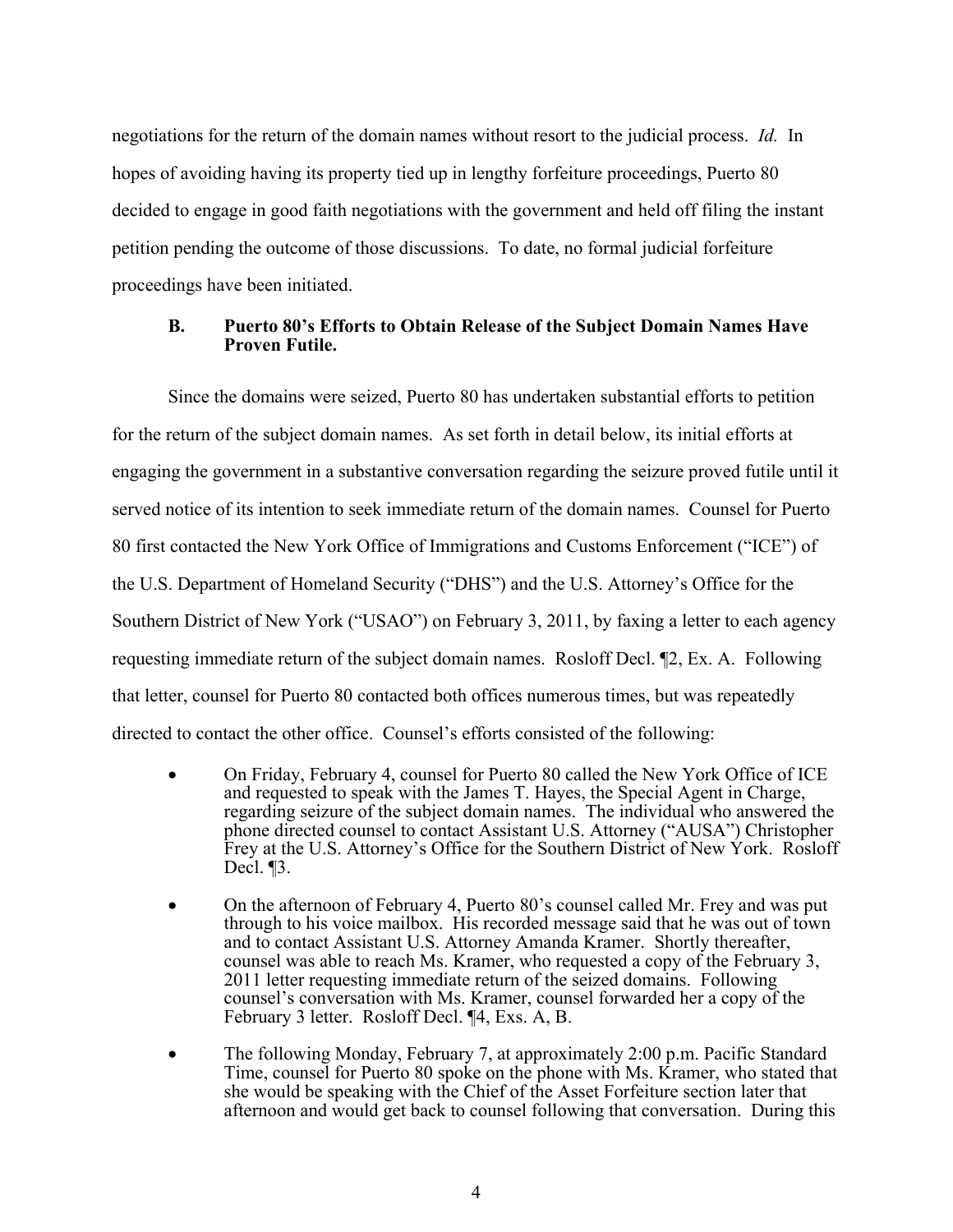negotiations for the return of the domain names without resort to the judicial process. *Id.* In hopes of avoiding having its property tied up in lengthy forfeiture proceedings, Puerto 80 decided to engage in good faith negotiations with the government and held off filing the instant petition pending the outcome of those discussions. To date, no formal judicial forfeiture proceedings have been initiated.

### B. Puerto 80's Efforts to Obtain Release of the Subject Domain Names Have Proven Futile.

Since the domains were seized, Puerto 80 has undertaken substantial efforts to petition for the return of the subject domain names. As set forth in detail below, its initial efforts at engaging the government in a substantive conversation regarding the seizure proved futile until it served notice of its intention to seek immediate return of the domain names. Counsel for Puerto 80 first contacted the New York Office of Immigrations and Customs Enforcement ("ICE") of the U.S. Department of Homeland Security ("DHS") and the U.S. Attorney's Office for the Southern District of New York ("USAO") on February 3, 2011, by faxing a letter to each agency requesting immediate return of the subject domain names. Rosloff Decl. ¶2, Ex. A. Following that letter, counsel for Puerto 80 contacted both offices numerous times, but was repeatedly directed to contact the other office. Counsel's efforts consisted of the following:

- On Friday, February 4, counsel for Puerto 80 called the New York Office of ICE and requested to speak with the James T. Hayes, the Special Agent in Charge, regarding seizure of the subject domain names. The individual who answered the phone directed counsel to contact Assistant U.S. Attorney ("AUSA") Christopher Frey at the U.S. Attorney's Office for the Southern District of New York. Rosloff Decl. ¶3.

- On the afternoon of February 4, Puerto 80's counsel called Mr. Frey and was put through to his voice mailbox. His recorded message said that he was out of town and to contact Assistant U.S. Attorney Amanda Kramer. Shortly thereafter, counsel was able to reach Ms. Kramer, who requested a copy of the February 3, 2011 letter requesting immediate return of the seized domains. Following counsel's conversation with Ms. Kramer, counsel forwarded her a copy of the February 3 letter. Rosloff Decl. ¶4, Exs. A, B.

- The following Monday, February 7, at approximately 2:00 p.m. Pacific Standard Time, counsel for Puerto 80 spoke on the phone with Ms. Kramer, who stated that she would be speaking with the Chief of the Asset Forfeiture section later that afternoon and would get back to counsel following that conversation. During this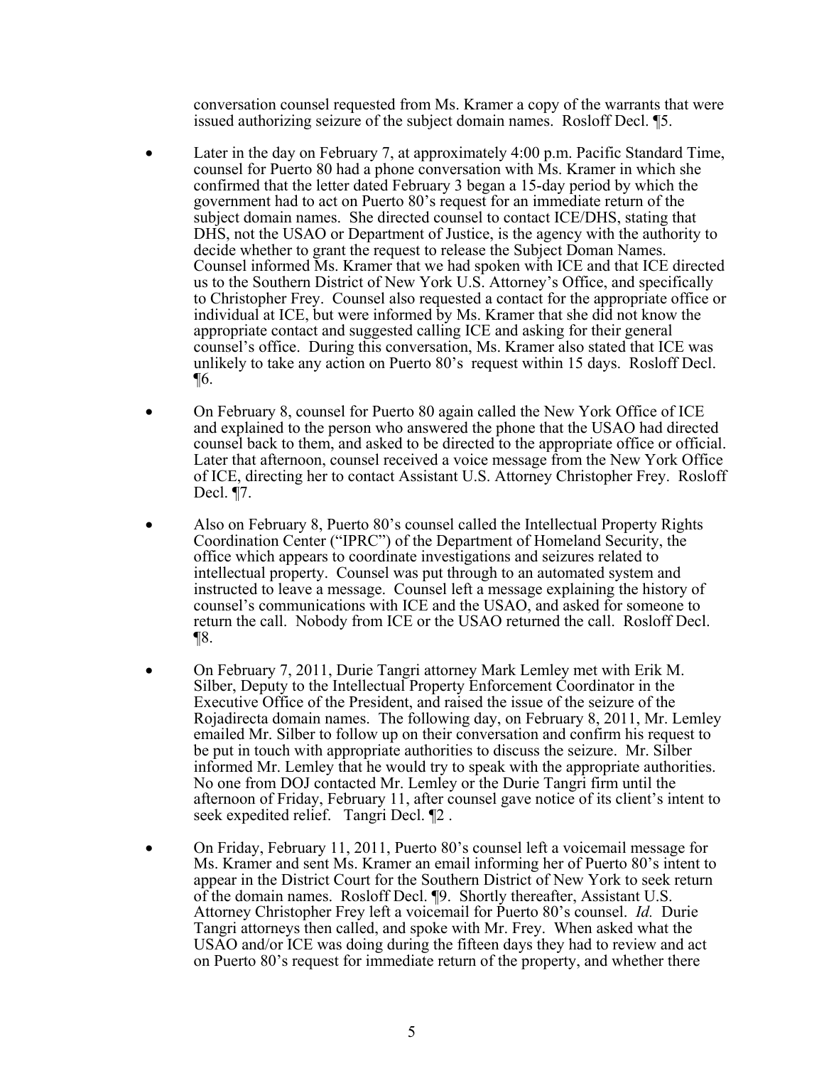conversation counsel requested from Ms. Kramer a copy of the warrants that were issued authorizing seizure of the subject domain names. Rosloff Decl. ¶5.

- Later in the day on February 7, at approximately 4:00 p.m. Pacific Standard Time, counsel for Puerto 80 had a phone conversation with Ms. Kramer in which she confirmed that the letter dated February 3 began a 15-day period by which the government had to act on Puerto 80's request for an immediate return of the subject domain names. She directed counsel to contact ICE/DHS, stating that DHS, not the USAO or Department of Justice, is the agency with the authority to decide whether to grant the request to release the Subject Doman Names. Counsel informed Ms. Kramer that we had spoken with ICE and that ICE directed us to the Southern District of New York U.S. Attorney's Office, and specifically to Christopher Frey. Counsel also requested a contact for the appropriate office or individual at ICE, but were informed by Ms. Kramer that she did not know the appropriate contact and suggested calling ICE and asking for their general counsel's office. During this conversation, Ms. Kramer also stated that ICE was unlikely to take any action on Puerto 80's request within 15 days. Rosloff Decl. ¶6.

- On February 8, counsel for Puerto 80 again called the New York Office of ICE and explained to the person who answered the phone that the USAO had directed counsel back to them, and asked to be directed to the appropriate office or official. Later that afternoon, counsel received a voice message from the New York Office of ICE, directing her to contact Assistant U.S. Attorney Christopher Frey. Rosloff Decl. ¶7.

- Also on February 8, Puerto 80's counsel called the Intellectual Property Rights Coordination Center ("IPRC") of the Department of Homeland Security, the office which appears to coordinate investigations and seizures related to intellectual property. Counsel was put through to an automated system and instructed to leave a message. Counsel left a message explaining the history of counsel's communications with ICE and the USAO, and asked for someone to return the call. Nobody from ICE or the USAO returned the call. Rosloff Decl. ¶8.

- On February 7, 2011, Durie Tangri attorney Mark Lemley met with Erik M. Silber, Deputy to the Intellectual Property Enforcement Coordinator in the Executive Office of the President, and raised the issue of the seizure of the Rojadirecta domain names. The following day, on February 8, 2011, Mr. Lemley emailed Mr. Silber to follow up on their conversation and confirm his request to be put in touch with appropriate authorities to discuss the seizure. Mr. Silber informed Mr. Lemley that he would try to speak with the appropriate authorities. No one from DOJ contacted Mr. Lemley or the Durie Tangri firm until the afternoon of Friday, February 11, after counsel gave notice of its client's intent to seek expedited relief. Tangri Decl. ¶2 .

- On Friday, February 11, 2011, Puerto 80's counsel left a voicemail message for Ms. Kramer and sent Ms. Kramer an email informing her of Puerto 80's intent to appear in the District Court for the Southern District of New York to seek return of the domain names. Rosloff Decl. ¶9. Shortly thereafter, Assistant U.S. Attorney Christopher Frey left a voicemail for Puerto 80's counsel. *Id.* Durie Tangri attorneys then called, and spoke with Mr. Frey. When asked what the USAO and/or ICE was doing during the fifteen days they had to review and act on Puerto 80's request for immediate return of the property, and whether there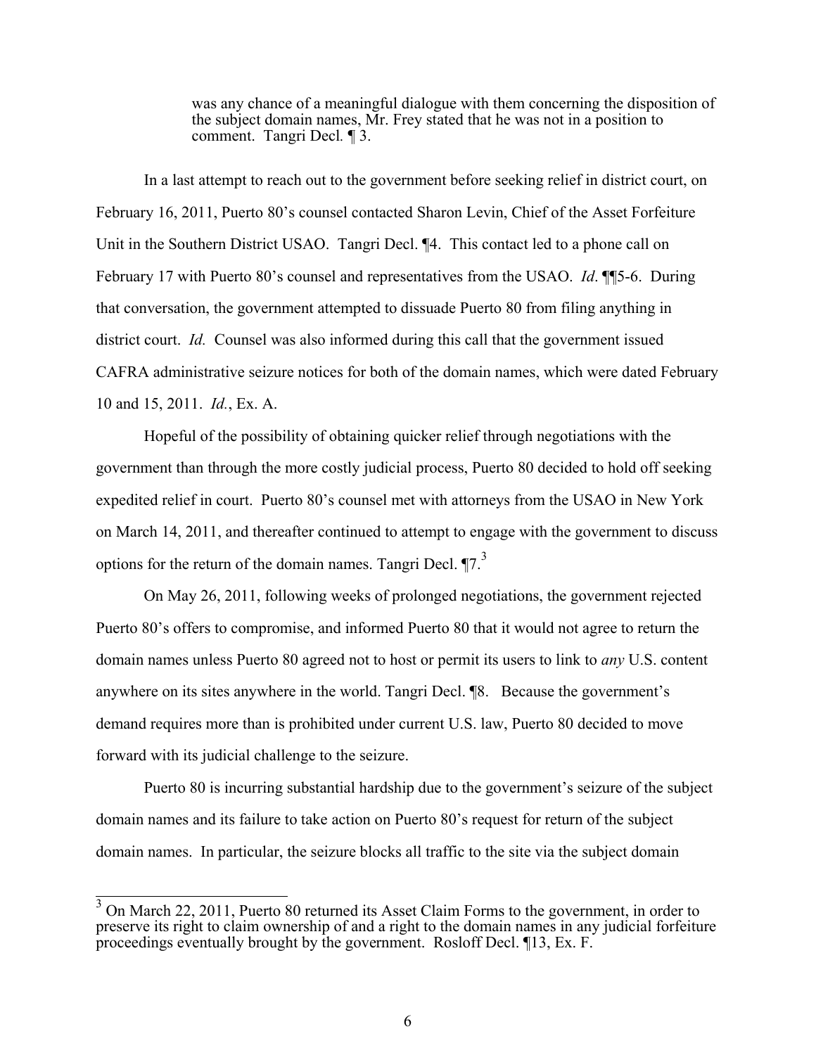> was any chance of a meaningful dialogue with them concerning the disposition of the subject domain names, Mr. Frey stated that he was not in a position to comment. Tangri Decl. ¶ 3.

In a last attempt to reach out to the government before seeking relief in district court, on February 16, 2011, Puerto 80's counsel contacted Sharon Levin, Chief of the Asset Forfeiture Unit in the Southern District USAO. Tangri Decl. ¶4. This contact led to a phone call on February 17 with Puerto 80's counsel and representatives from the USAO. *Id*. ¶¶5-6. During that conversation, the government attempted to dissuade Puerto 80 from filing anything in district court. *Id.* Counsel was also informed during this call that the government issued CAFRA administrative seizure notices for both of the domain names, which were dated February 10 and 15, 2011. *Id.*, Ex. A.

Hopeful of the possibility of obtaining quicker relief through negotiations with the government than through the more costly judicial process, Puerto 80 decided to hold off seeking expedited relief in court. Puerto 80's counsel met with attorneys from the USAO in New York on March 14, 2011, and thereafter continued to attempt to engage with the government to discuss options for the return of the domain names. Tangri Decl. ¶7.[3]

On May 26, 2011, following weeks of prolonged negotiations, the government rejected Puerto 80's offers to compromise, and informed Puerto 80 that it would not agree to return the domain names unless Puerto 80 agreed not to host or permit its users to link to *any* U.S. content anywhere on its sites anywhere in the world. Tangri Decl. ¶8. Because the government's demand requires more than is prohibited under current U.S. law, Puerto 80 decided to move forward with its judicial challenge to the seizure.

Puerto 80 is incurring substantial hardship due to the government's seizure of the subject domain names and its failure to take action on Puerto 80's request for return of the subject domain names. In particular, the seizure blocks all traffic to the site via the subject domain

---

[3] On March 22, 2011, Puerto 80 returned its Asset Claim Forms to the government, in order to preserve its right to claim ownership of and a right to the domain names in any judicial forfeiture proceedings eventually brought by the government. Rosloff Decl. ¶13, Ex. F.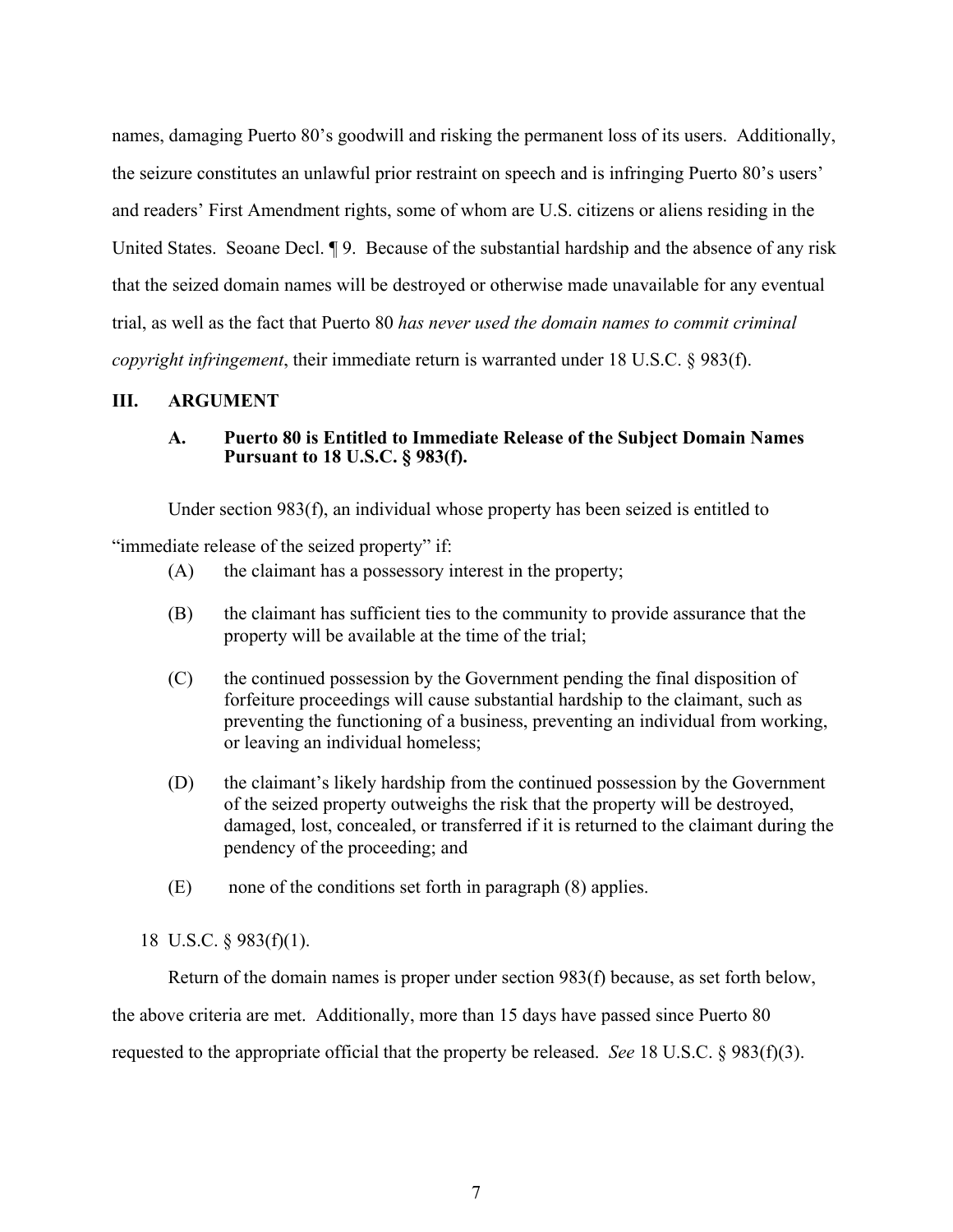names, damaging Puerto 80's goodwill and risking the permanent loss of its users. Additionally, the seizure constitutes an unlawful prior restraint on speech and is infringing Puerto 80's users' and readers' First Amendment rights, some of whom are U.S. citizens or aliens residing in the United States. Seoane Decl. ¶ 9. Because of the substantial hardship and the absence of any risk that the seized domain names will be destroyed or otherwise made unavailable for any eventual trial, as well as the fact that Puerto 80 *has never used the domain names to commit criminal copyright infringement*, their immediate return is warranted under 18 U.S.C. § 983(f).

## III. ARGUMENT

### A. Puerto 80 is Entitled to Immediate Release of the Subject Domain Names Pursuant to 18 U.S.C. § 983(f).

Under section 983(f), an individual whose property has been seized is entitled to "immediate release of the seized property" if:

(A) the claimant has a possessory interest in the property;

(B) the claimant has sufficient ties to the community to provide assurance that the property will be available at the time of the trial;

(C) the continued possession by the Government pending the final disposition of forfeiture proceedings will cause substantial hardship to the claimant, such as preventing the functioning of a business, preventing an individual from working, or leaving an individual homeless;

(D) the claimant's likely hardship from the continued possession by the Government of the seized property outweighs the risk that the property will be destroyed, damaged, lost, concealed, or transferred if it is returned to the claimant during the pendency of the proceeding; and

(E) none of the conditions set forth in paragraph (8) applies.

18 U.S.C. § 983(f)(1).

Return of the domain names is proper under section 983(f) because, as set forth below, the above criteria are met. Additionally, more than 15 days have passed since Puerto 80 requested to the appropriate official that the property be released. *See* 18 U.S.C. § 983(f)(3).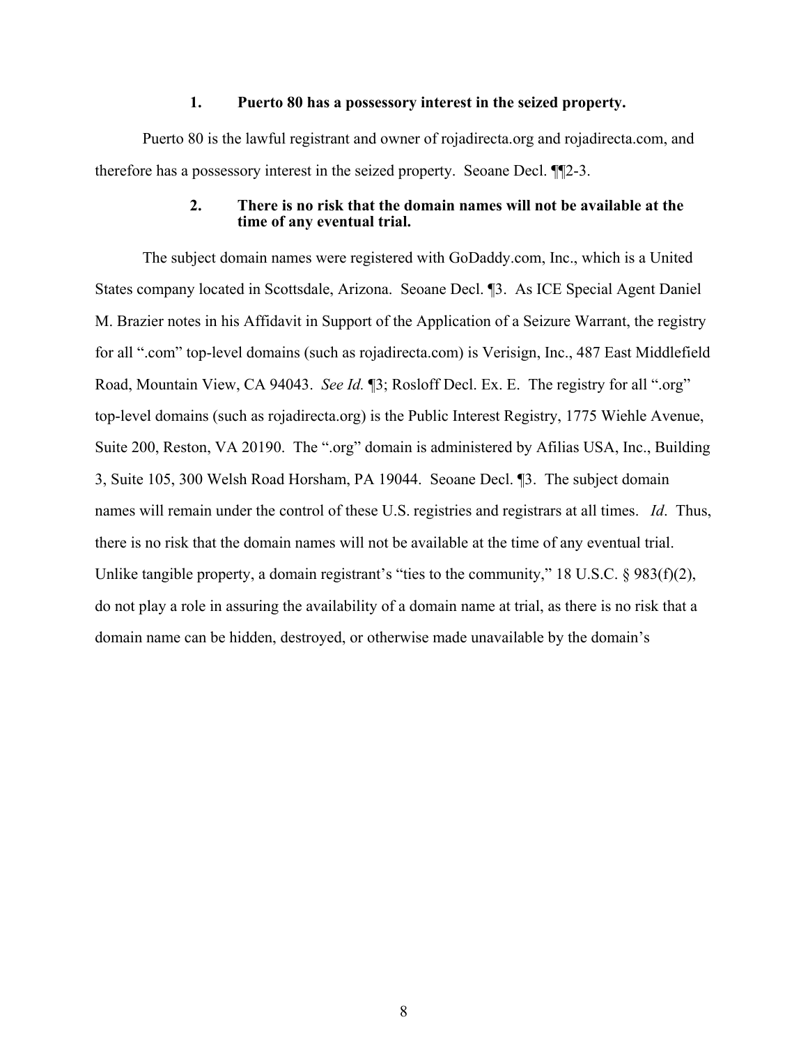### 1. Puerto 80 has a possessory interest in the seized property.

Puerto 80 is the lawful registrant and owner of rojadirecta.org and rojadirecta.com, and therefore has a possessory interest in the seized property. Seoane Decl. ¶¶2-3.

### 2. There is no risk that the domain names will not be available at the time of any eventual trial.

The subject domain names were registered with GoDaddy.com, Inc., which is a United States company located in Scottsdale, Arizona. Seoane Decl. ¶3. As ICE Special Agent Daniel M. Brazier notes in his Affidavit in Support of the Application of a Seizure Warrant, the registry for all ".com" top-level domains (such as rojadirecta.com) is Verisign, Inc., 487 East Middlefield Road, Mountain View, CA 94043. *See Id.* ¶3; Rosloff Decl. Ex. E. The registry for all ".org" top-level domains (such as rojadirecta.org) is the Public Interest Registry, 1775 Wiehle Avenue, Suite 200, Reston, VA 20190. The ".org" domain is administered by Afilias USA, Inc., Building 3, Suite 105, 300 Welsh Road Horsham, PA 19044. Seoane Decl. ¶3. The subject domain names will remain under the control of these U.S. registries and registrars at all times. *Id*. Thus, there is no risk that the domain names will not be available at the time of any eventual trial. Unlike tangible property, a domain registrant's "ties to the community," 18 U.S.C. § 983(f)(2), do not play a role in assuring the availability of a domain name at trial, as there is no risk that a domain name can be hidden, destroyed, or otherwise made unavailable by the domain's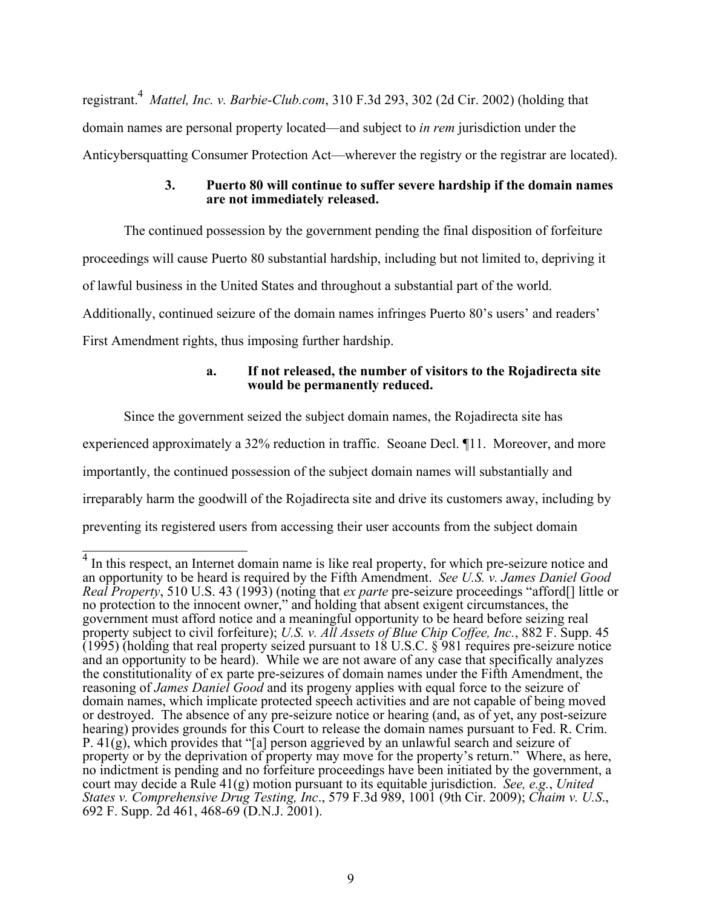registrant.[4] *Mattel, Inc. v. Barbie-Club.com*, 310 F.3d 293, 302 (2d Cir. 2002) (holding that domain names are personal property located—and subject to *in rem* jurisdiction under the Anticybersquatting Consumer Protection Act—wherever the registry or the registrar are located).

**3. Puerto 80 will continue to suffer severe hardship if the domain names are not immediately released.**

The continued possession by the government pending the final disposition of forfeiture proceedings will cause Puerto 80 substantial hardship, including but not limited to, depriving it of lawful business in the United States and throughout a substantial part of the world. Additionally, continued seizure of the domain names infringes Puerto 80's users' and readers' First Amendment rights, thus imposing further hardship.

**a. If not released, the number of visitors to the Rojadirecta site would be permanently reduced.**

Since the government seized the subject domain names, the Rojadirecta site has experienced approximately a 32% reduction in traffic. Seoane Decl. ¶11. Moreover, and more importantly, the continued possession of the subject domain names will substantially and irreparably harm the goodwill of the Rojadirecta site and drive its customers away, including by preventing its registered users from accessing their user accounts from the subject domain

---

[4] In this respect, an Internet domain name is like real property, for which pre-seizure notice and an opportunity to be heard is required by the Fifth Amendment. *See U.S. v. James Daniel Good Real Property*, 510 U.S. 43 (1993) (noting that *ex parte* pre-seizure proceedings "afford[] little or no protection to the innocent owner," and holding that absent exigent circumstances, the government must afford notice and a meaningful opportunity to be heard before seizing real property subject to civil forfeiture); *U.S. v. All Assets of Blue Chip Coffee, Inc.*, 882 F. Supp. 45 (1995) (holding that real property seized pursuant to 18 U.S.C. § 981 requires pre-seizure notice and an opportunity to be heard). While we are not aware of any case that specifically analyzes the constitutionality of ex parte pre-seizures of domain names under the Fifth Amendment, the reasoning of *James Daniel Good* and its progeny applies with equal force to the seizure of domain names, which implicate protected speech activities and are not capable of being moved or destroyed. The absence of any pre-seizure notice or hearing (and, as of yet, any post-seizure hearing) provides grounds for this Court to release the domain names pursuant to Fed. R. Crim. P. 41(g), which provides that "[a] person aggrieved by an unlawful search and seizure of property or by the deprivation of property may move for the property's return." Where, as here, no indictment is pending and no forfeiture proceedings have been initiated by the government, a court may decide a Rule 41(g) motion pursuant to its equitable jurisdiction. *See, e.g.*, *United States v. Comprehensive Drug Testing, Inc*., 579 F.3d 989, 1001 (9th Cir. 2009); *Chaim v. U.S*., 692 F. Supp. 2d 461, 468-69 (D.N.J. 2001).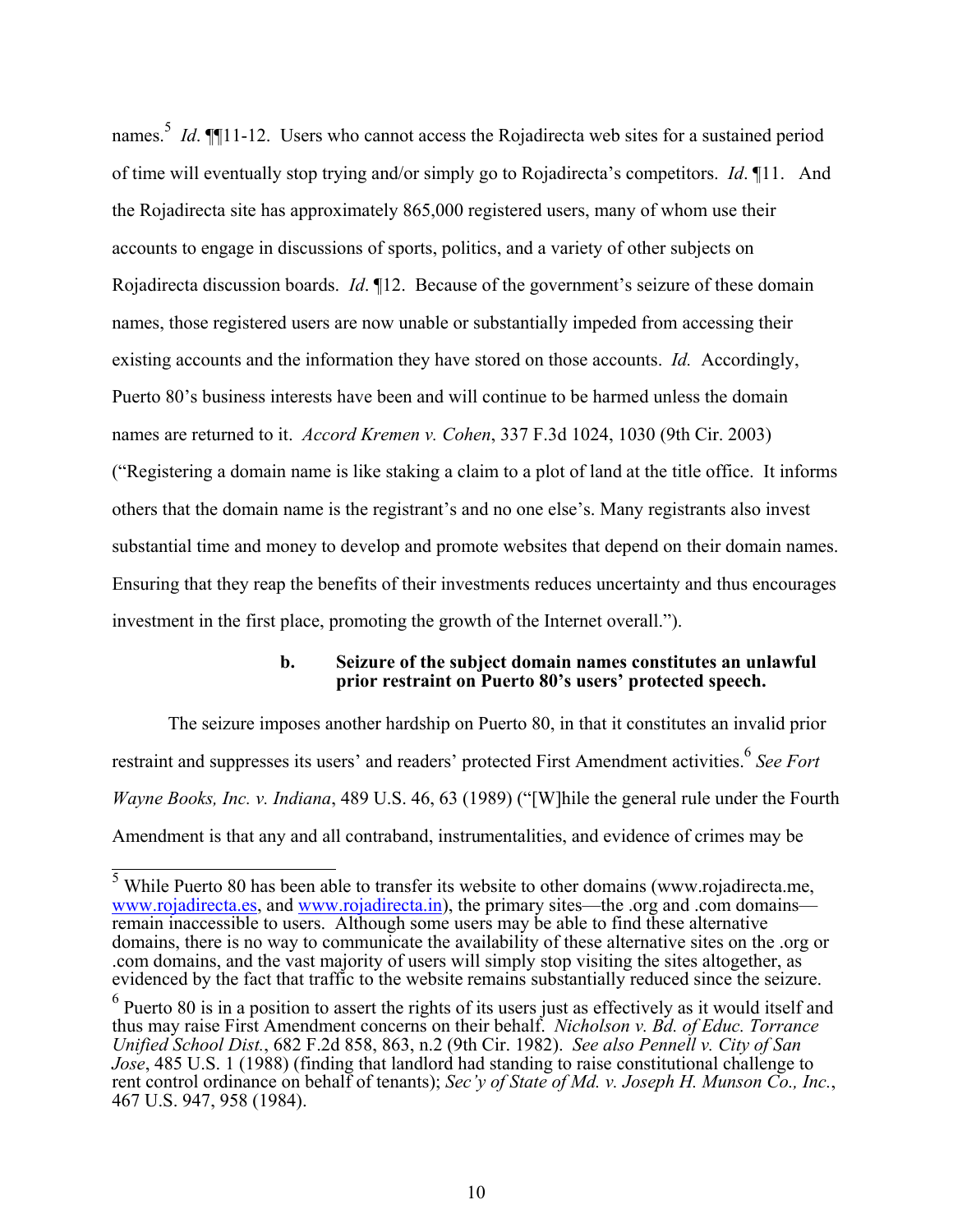names.[5] *Id*. ¶¶11-12. Users who cannot access the Rojadirecta web sites for a sustained period of time will eventually stop trying and/or simply go to Rojadirecta's competitors. *Id*. ¶11. And the Rojadirecta site has approximately 865,000 registered users, many of whom use their accounts to engage in discussions of sports, politics, and a variety of other subjects on Rojadirecta discussion boards. *Id*. ¶12. Because of the government's seizure of these domain names, those registered users are now unable or substantially impeded from accessing their existing accounts and the information they have stored on those accounts. *Id.* Accordingly, Puerto 80's business interests have been and will continue to be harmed unless the domain names are returned to it. *Accord Kremen v. Cohen*, 337 F.3d 1024, 1030 (9th Cir. 2003) ("Registering a domain name is like staking a claim to a plot of land at the title office. It informs others that the domain name is the registrant's and no one else's. Many registrants also invest substantial time and money to develop and promote websites that depend on their domain names. Ensuring that they reap the benefits of their investments reduces uncertainty and thus encourages investment in the first place, promoting the growth of the Internet overall.").

**b. Seizure of the subject domain names constitutes an unlawful prior restraint on Puerto 80's users' protected speech.**

The seizure imposes another hardship on Puerto 80, in that it constitutes an invalid prior restraint and suppresses its users' and readers' protected First Amendment activities.[6] *See Fort Wayne Books, Inc. v. Indiana*, 489 U.S. 46, 63 (1989) ("[W]hile the general rule under the Fourth Amendment is that any and all contraband, instrumentalities, and evidence of crimes may be

---

[5] While Puerto 80 has been able to transfer its website to other domains (www.rojadirecta.me, www.rojadirecta.es, and www.rojadirecta.in), the primary sites—the .org and .com domains—remain inaccessible to users. Although some users may be able to find these alternative domains, there is no way to communicate the availability of these alternative sites on the .org or .com domains, and the vast majority of users will simply stop visiting the sites altogether, as evidenced by the fact that traffic to the website remains substantially reduced since the seizure.

[6] Puerto 80 is in a position to assert the rights of its users just as effectively as it would itself and thus may raise First Amendment concerns on their behalf. *Nicholson v. Bd. of Educ. Torrance Unified School Dist.*, 682 F.2d 858, 863, n.2 (9th Cir. 1982). *See also Pennell v. City of San Jose*, 485 U.S. 1 (1988) (finding that landlord had standing to raise constitutional challenge to rent control ordinance on behalf of tenants); *Sec'y of State of Md. v. Joseph H. Munson Co., Inc.*, 467 U.S. 947, 958 (1984).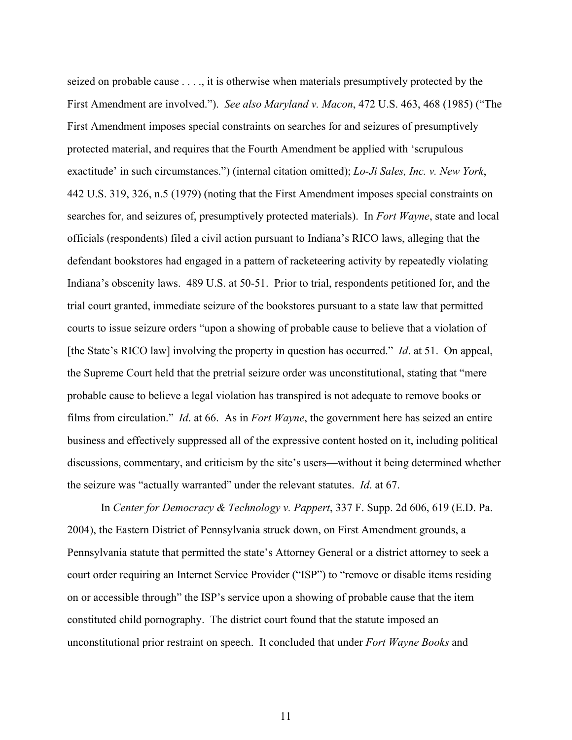seized on probable cause . . . ., it is otherwise when materials presumptively protected by the First Amendment are involved."). *See also Maryland v. Macon*, 472 U.S. 463, 468 (1985) ("The First Amendment imposes special constraints on searches for and seizures of presumptively protected material, and requires that the Fourth Amendment be applied with 'scrupulous exactitude' in such circumstances.") (internal citation omitted); *Lo-Ji Sales, Inc. v. New York*, 442 U.S. 319, 326, n.5 (1979) (noting that the First Amendment imposes special constraints on searches for, and seizures of, presumptively protected materials). In *Fort Wayne*, state and local officials (respondents) filed a civil action pursuant to Indiana's RICO laws, alleging that the defendant bookstores had engaged in a pattern of racketeering activity by repeatedly violating Indiana's obscenity laws. 489 U.S. at 50-51. Prior to trial, respondents petitioned for, and the trial court granted, immediate seizure of the bookstores pursuant to a state law that permitted courts to issue seizure orders "upon a showing of probable cause to believe that a violation of [the State's RICO law] involving the property in question has occurred." *Id*. at 51. On appeal, the Supreme Court held that the pretrial seizure order was unconstitutional, stating that "mere probable cause to believe a legal violation has transpired is not adequate to remove books or films from circulation." *Id*. at 66. As in *Fort Wayne*, the government here has seized an entire business and effectively suppressed all of the expressive content hosted on it, including political discussions, commentary, and criticism by the site's users—without it being determined whether the seizure was "actually warranted" under the relevant statutes. *Id*. at 67.

In *Center for Democracy & Technology v. Pappert*, 337 F. Supp. 2d 606, 619 (E.D. Pa. 2004), the Eastern District of Pennsylvania struck down, on First Amendment grounds, a Pennsylvania statute that permitted the state's Attorney General or a district attorney to seek a court order requiring an Internet Service Provider ("ISP") to "remove or disable items residing on or accessible through" the ISP's service upon a showing of probable cause that the item constituted child pornography. The district court found that the statute imposed an unconstitutional prior restraint on speech. It concluded that under *Fort Wayne Books* and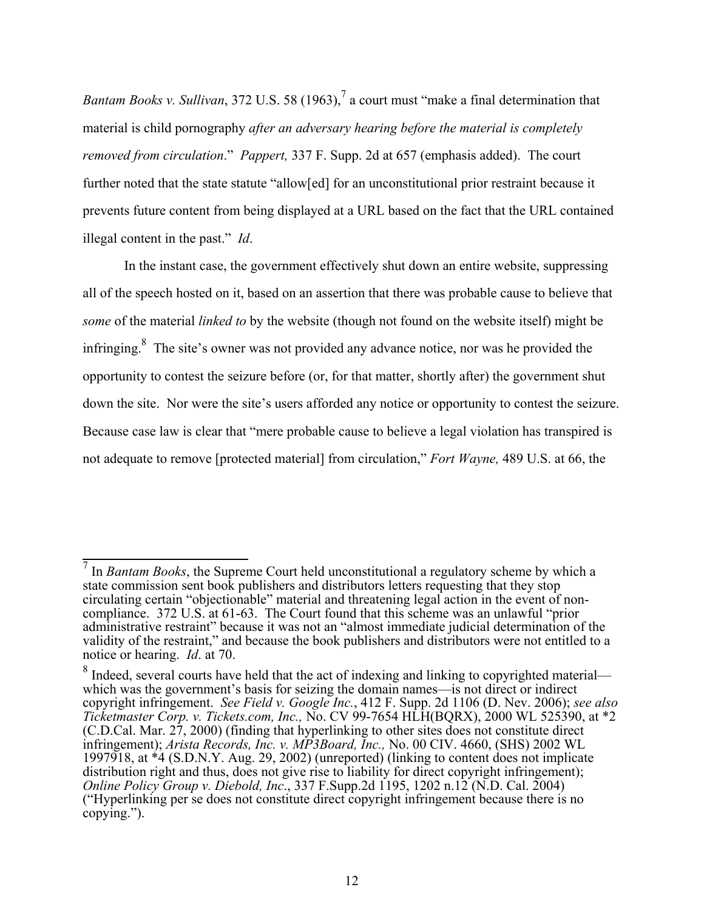*Bantam Books v. Sullivan*, 372 U.S. 58 (1963),[7] a court must "make a final determination that material is child pornography *after an adversary hearing before the material is completely removed from circulation*." *Pappert,* 337 F. Supp. 2d at 657 (emphasis added). The court further noted that the state statute "allow[ed] for an unconstitutional prior restraint because it prevents future content from being displayed at a URL based on the fact that the URL contained illegal content in the past." *Id*.

In the instant case, the government effectively shut down an entire website, suppressing all of the speech hosted on it, based on an assertion that there was probable cause to believe that *some* of the material *linked to* by the website (though not found on the website itself) might be infringing.[8] The site's owner was not provided any advance notice, nor was he provided the opportunity to contest the seizure before (or, for that matter, shortly after) the government shut down the site. Nor were the site's users afforded any notice or opportunity to contest the seizure. Because case law is clear that "mere probable cause to believe a legal violation has transpired is not adequate to remove [protected material] from circulation," *Fort Wayne,* 489 U.S. at 66, the

---

[7] In *Bantam Books*, the Supreme Court held unconstitutional a regulatory scheme by which a state commission sent book publishers and distributors letters requesting that they stop circulating certain "objectionable" material and threatening legal action in the event of non-compliance. 372 U.S. at 61-63. The Court found that this scheme was an unlawful "prior administrative restraint" because it was not an "almost immediate judicial determination of the validity of the restraint," and because the book publishers and distributors were not entitled to a notice or hearing. *Id*. at 70.

[8] Indeed, several courts have held that the act of indexing and linking to copyrighted material—which was the government's basis for seizing the domain names—is not direct or indirect copyright infringement. *See Field v. Google Inc.*, 412 F. Supp. 2d 1106 (D. Nev. 2006); *see also Ticketmaster Corp. v. Tickets.com, Inc.,* No. CV 99-7654 HLH(BQRX), 2000 WL 525390, at *2 (C.D.Cal. Mar. 27, 2000) (finding that hyperlinking to other sites does not constitute direct infringement); *Arista Records, Inc. v. MP3Board, Inc.,* No. 00 CIV. 4660, (SHS) 2002 WL 1997918, at *4 (S.D.N.Y. Aug. 29, 2002) (unreported) (linking to content does not implicate distribution right and thus, does not give rise to liability for direct copyright infringement); *Online Policy Group v. Diebold, Inc*., 337 F.Supp.2d 1195, 1202 n.12 (N.D. Cal. 2004) ("Hyperlinking per se does not constitute direct copyright infringement because there is no copying.").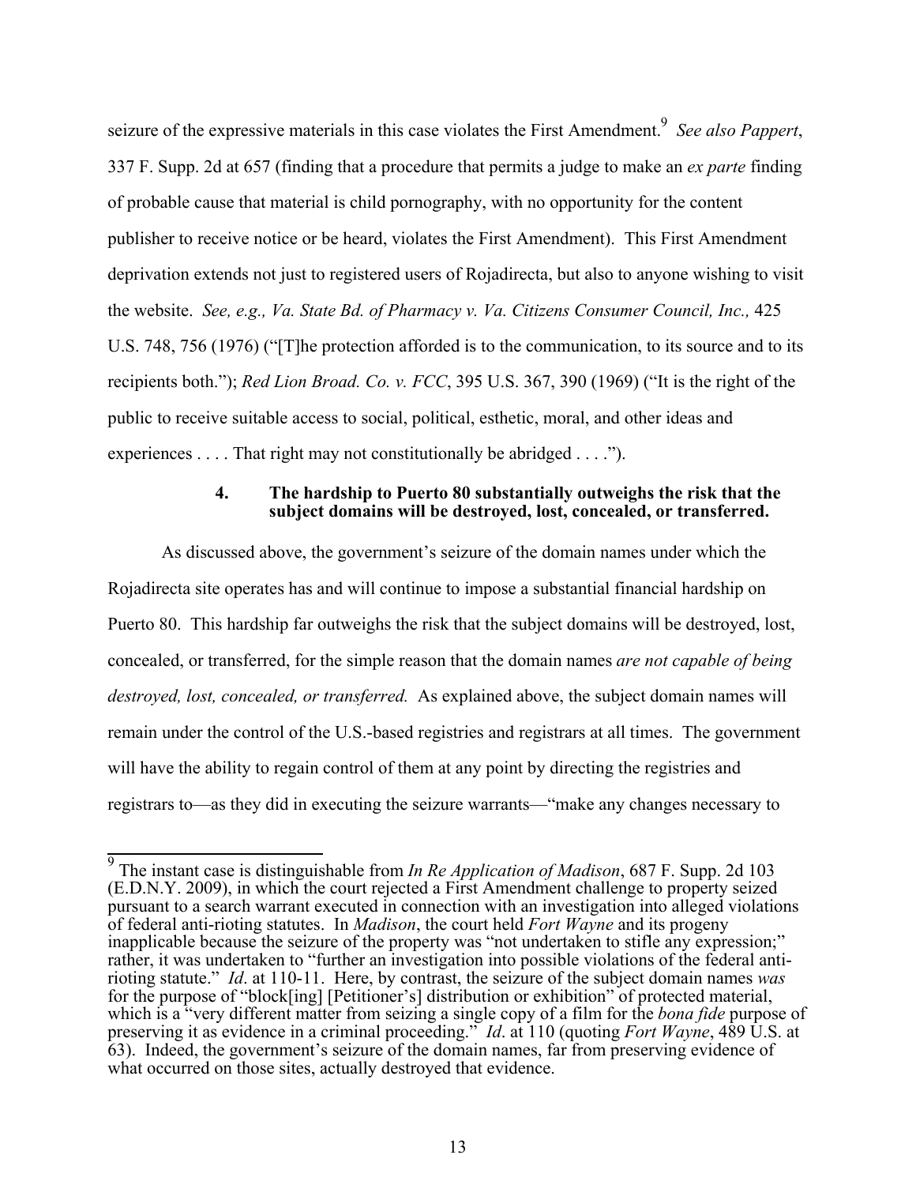seizure of the expressive materials in this case violates the First Amendment.[9] *See also Pappert*, 337 F. Supp. 2d at 657 (finding that a procedure that permits a judge to make an *ex parte* finding of probable cause that material is child pornography, with no opportunity for the content publisher to receive notice or be heard, violates the First Amendment). This First Amendment deprivation extends not just to registered users of Rojadirecta, but also to anyone wishing to visit the website. *See, e.g., Va. State Bd. of Pharmacy v. Va. Citizens Consumer Council, Inc.,* 425 U.S. 748, 756 (1976) ("[T]he protection afforded is to the communication, to its source and to its recipients both."); *Red Lion Broad. Co. v. FCC*, 395 U.S. 367, 390 (1969) ("It is the right of the public to receive suitable access to social, political, esthetic, moral, and other ideas and experiences . . . . That right may not constitutionally be abridged . . . .").

#### 4. The hardship to Puerto 80 substantially outweighs the risk that the subject domains will be destroyed, lost, concealed, or transferred.

As discussed above, the government's seizure of the domain names under which the Rojadirecta site operates has and will continue to impose a substantial financial hardship on Puerto 80. This hardship far outweighs the risk that the subject domains will be destroyed, lost, concealed, or transferred, for the simple reason that the domain names *are not capable of being destroyed, lost, concealed, or transferred.* As explained above, the subject domain names will remain under the control of the U.S.-based registries and registrars at all times. The government will have the ability to regain control of them at any point by directing the registries and registrars to—as they did in executing the seizure warrants—"make any changes necessary to

---

[9] The instant case is distinguishable from *In Re Application of Madison*, 687 F. Supp. 2d 103 (E.D.N.Y. 2009), in which the court rejected a First Amendment challenge to property seized pursuant to a search warrant executed in connection with an investigation into alleged violations of federal anti-rioting statutes. In *Madison*, the court held *Fort Wayne* and its progeny inapplicable because the seizure of the property was "not undertaken to stifle any expression;" rather, it was undertaken to "further an investigation into possible violations of the federal anti-rioting statute." *Id*. at 110-11. Here, by contrast, the seizure of the subject domain names *was* for the purpose of "block[ing] [Petitioner's] distribution or exhibition" of protected material, which is a "very different matter from seizing a single copy of a film for the *bona fide* purpose of preserving it as evidence in a criminal proceeding." *Id*. at 110 (quoting *Fort Wayne*, 489 U.S. at 63). Indeed, the government's seizure of the domain names, far from preserving evidence of what occurred on those sites, actually destroyed that evidence.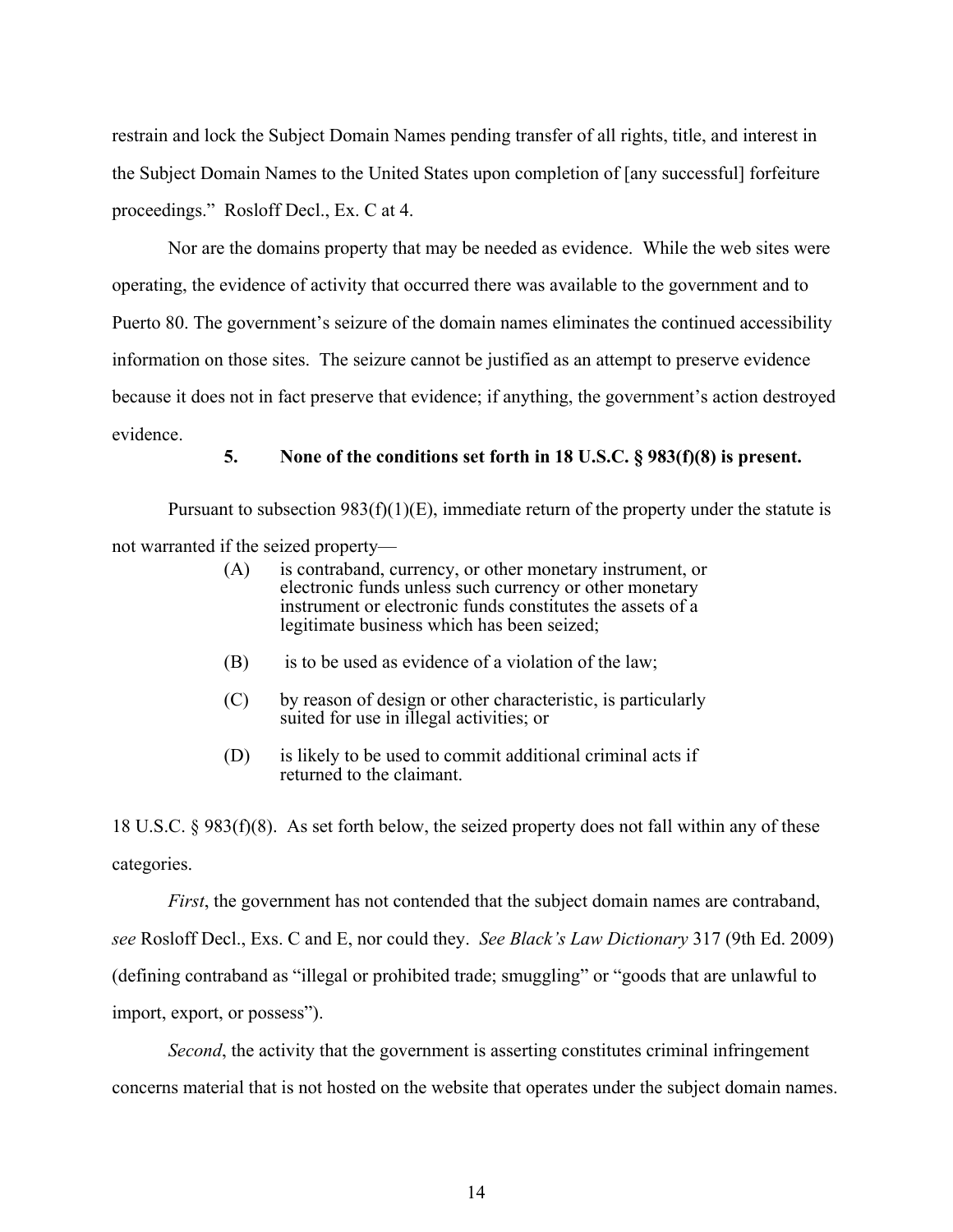restrain and lock the Subject Domain Names pending transfer of all rights, title, and interest in the Subject Domain Names to the United States upon completion of [any successful] forfeiture proceedings." Rosloff Decl., Ex. C at 4.

Nor are the domains property that may be needed as evidence. While the web sites were operating, the evidence of activity that occurred there was available to the government and to Puerto 80. The government's seizure of the domain names eliminates the continued accessibility information on those sites. The seizure cannot be justified as an attempt to preserve evidence because it does not in fact preserve that evidence; if anything, the government's action destroyed evidence.

### 5. None of the conditions set forth in 18 U.S.C. § 983(f)(8) is present.

Pursuant to subsection 983(f)(1)(E), immediate return of the property under the statute is not warranted if the seized property—

> (A) is contraband, currency, or other monetary instrument, or electronic funds unless such currency or other monetary instrument or electronic funds constitutes the assets of a legitimate business which has been seized;
>
> (B) is to be used as evidence of a violation of the law;
>
> (C) by reason of design or other characteristic, is particularly suited for use in illegal activities; or
>
> (D) is likely to be used to commit additional criminal acts if returned to the claimant.

18 U.S.C. § 983(f)(8). As set forth below, the seized property does not fall within any of these categories.

*First*, the government has not contended that the subject domain names are contraband, *see* Rosloff Decl., Exs. C and E, nor could they. *See Black's Law Dictionary* 317 (9th Ed. 2009) (defining contraband as "illegal or prohibited trade; smuggling" or "goods that are unlawful to import, export, or possess").

*Second*, the activity that the government is asserting constitutes criminal infringement concerns material that is not hosted on the website that operates under the subject domain names.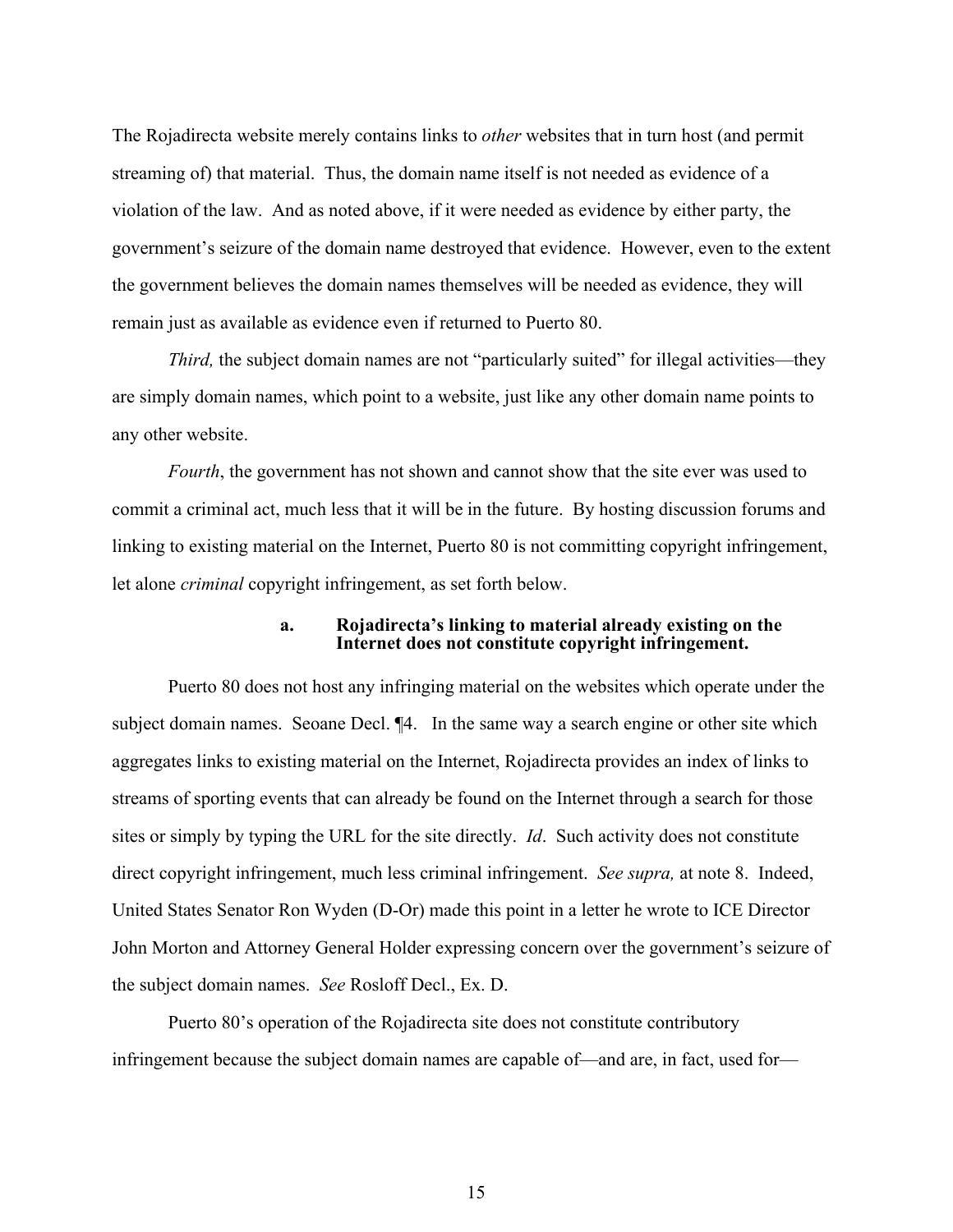The Rojadirecta website merely contains links to *other* websites that in turn host (and permit streaming of) that material. Thus, the domain name itself is not needed as evidence of a violation of the law. And as noted above, if it were needed as evidence by either party, the government's seizure of the domain name destroyed that evidence. However, even to the extent the government believes the domain names themselves will be needed as evidence, they will remain just as available as evidence even if returned to Puerto 80.

*Third,* the subject domain names are not "particularly suited" for illegal activities—they are simply domain names, which point to a website, just like any other domain name points to any other website.

*Fourth*, the government has not shown and cannot show that the site ever was used to commit a criminal act, much less that it will be in the future. By hosting discussion forums and linking to existing material on the Internet, Puerto 80 is not committing copyright infringement, let alone *criminal* copyright infringement, as set forth below.

#### a. Rojadirecta's linking to material already existing on the Internet does not constitute copyright infringement.

Puerto 80 does not host any infringing material on the websites which operate under the subject domain names. Seoane Decl. ¶4. In the same way a search engine or other site which aggregates links to existing material on the Internet, Rojadirecta provides an index of links to streams of sporting events that can already be found on the Internet through a search for those sites or simply by typing the URL for the site directly. *Id*. Such activity does not constitute direct copyright infringement, much less criminal infringement. *See supra,* at note 8. Indeed, United States Senator Ron Wyden (D-Or) made this point in a letter he wrote to ICE Director John Morton and Attorney General Holder expressing concern over the government's seizure of the subject domain names. *See* Rosloff Decl., Ex. D.

Puerto 80's operation of the Rojadirecta site does not constitute contributory infringement because the subject domain names are capable of—and are, in fact, used for—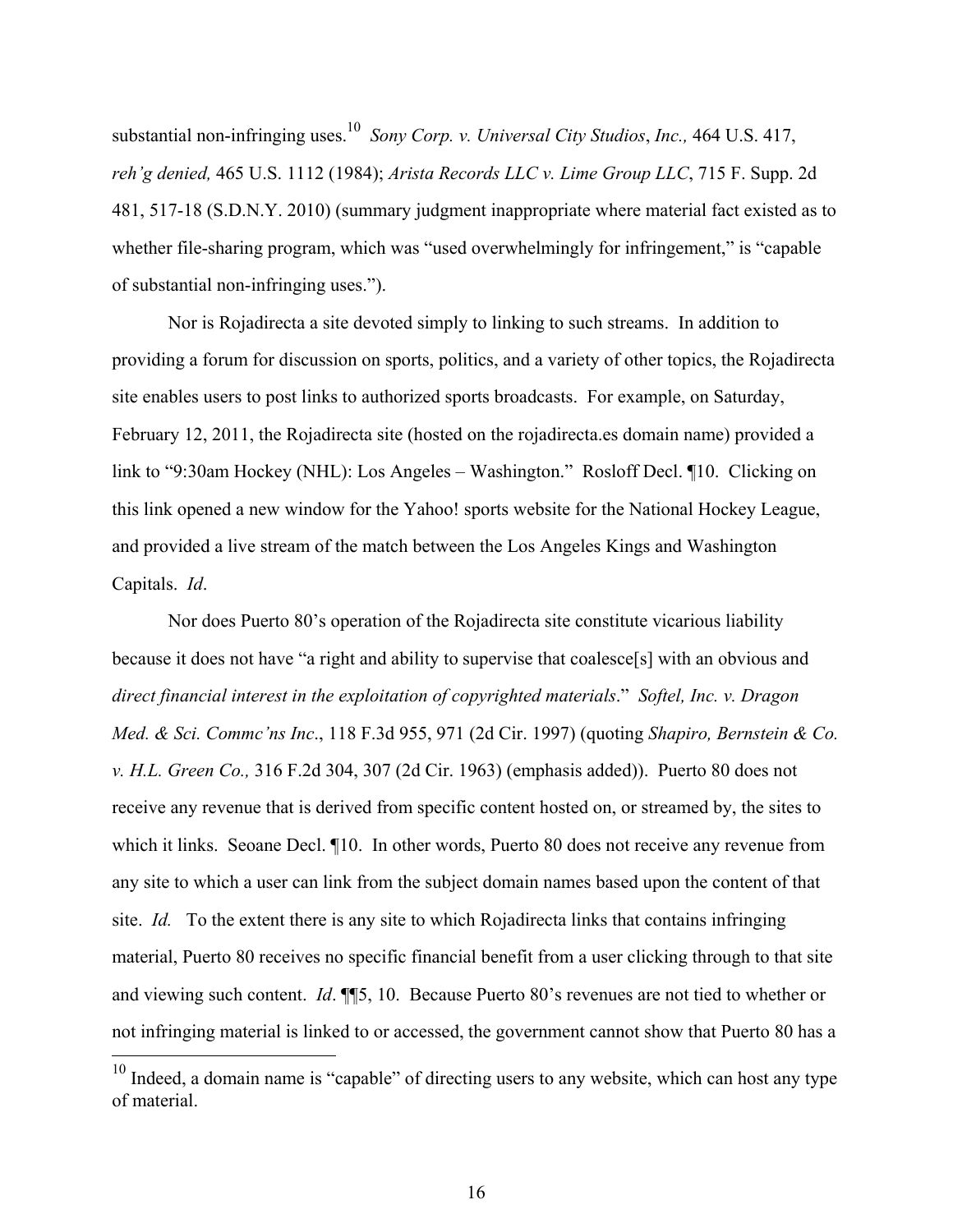substantial non-infringing uses.[10] *Sony Corp. v. Universal City Studios*, *Inc.,* 464 U.S. 417, *reh'g denied,* 465 U.S. 1112 (1984); *Arista Records LLC v. Lime Group LLC*, 715 F. Supp. 2d 481, 517-18 (S.D.N.Y. 2010) (summary judgment inappropriate where material fact existed as to whether file-sharing program, which was "used overwhelmingly for infringement," is "capable of substantial non-infringing uses.").

Nor is Rojadirecta a site devoted simply to linking to such streams. In addition to providing a forum for discussion on sports, politics, and a variety of other topics, the Rojadirecta site enables users to post links to authorized sports broadcasts. For example, on Saturday, February 12, 2011, the Rojadirecta site (hosted on the rojadirecta.es domain name) provided a link to "9:30am Hockey (NHL): Los Angeles – Washington." Rosloff Decl. ¶10. Clicking on this link opened a new window for the Yahoo! sports website for the National Hockey League, and provided a live stream of the match between the Los Angeles Kings and Washington Capitals. *Id*.

Nor does Puerto 80's operation of the Rojadirecta site constitute vicarious liability because it does not have "a right and ability to supervise that coalesce[s] with an obvious and *direct financial interest in the exploitation of copyrighted materials*." *Softel, Inc. v. Dragon Med. & Sci. Commc'ns Inc*., 118 F.3d 955, 971 (2d Cir. 1997) (quoting *Shapiro, Bernstein & Co. v. H.L. Green Co.,* 316 F.2d 304, 307 (2d Cir. 1963) (emphasis added)). Puerto 80 does not receive any revenue that is derived from specific content hosted on, or streamed by, the sites to which it links. Seoane Decl. ¶10. In other words, Puerto 80 does not receive any revenue from any site to which a user can link from the subject domain names based upon the content of that site. *Id.* To the extent there is any site to which Rojadirecta links that contains infringing material, Puerto 80 receives no specific financial benefit from a user clicking through to that site and viewing such content. *Id*. ¶¶5, 10. Because Puerto 80's revenues are not tied to whether or not infringing material is linked to or accessed, the government cannot show that Puerto 80 has a

---

[10] Indeed, a domain name is "capable" of directing users to any website, which can host any type of material.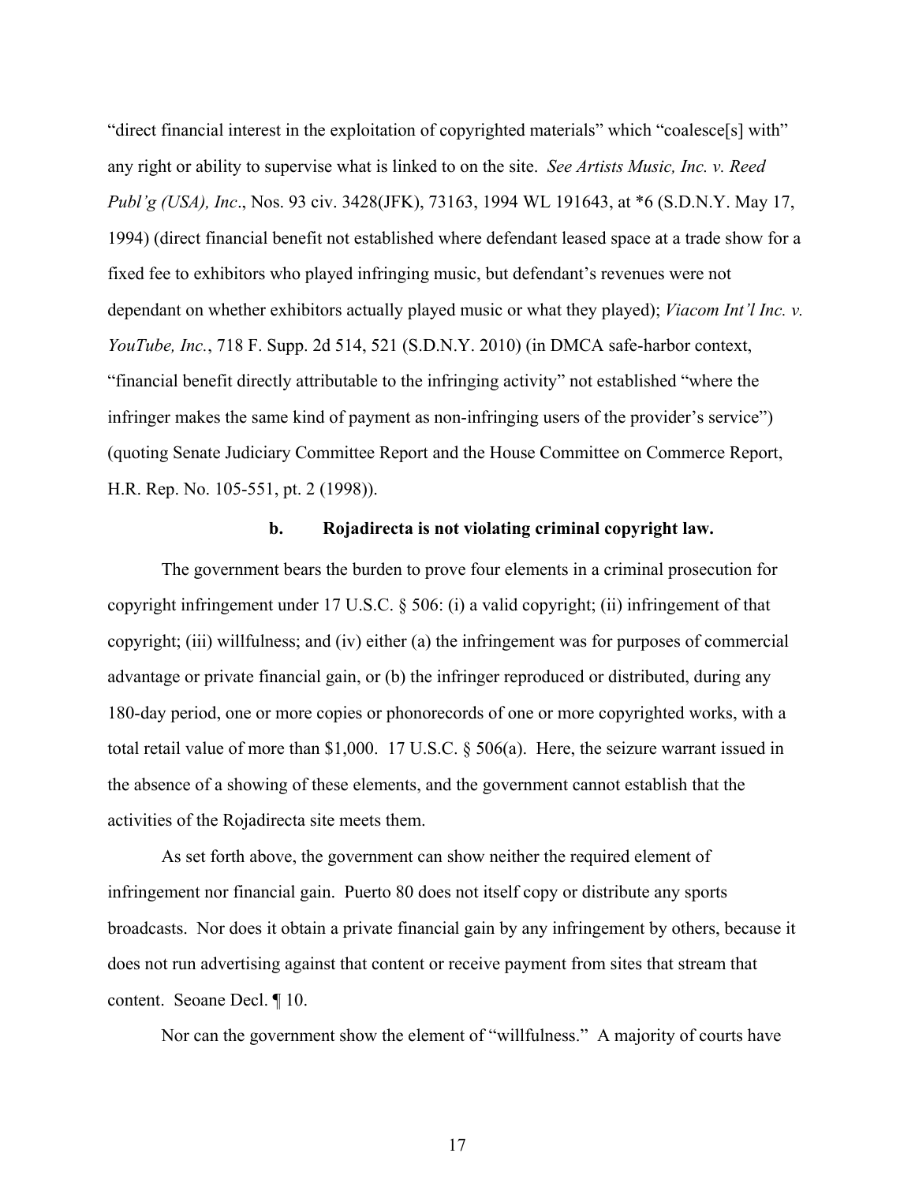"direct financial interest in the exploitation of copyrighted materials" which "coalesce[s] with" any right or ability to supervise what is linked to on the site. *See Artists Music, Inc. v. Reed Publ'g (USA), Inc*., Nos. 93 civ. 3428(JFK), 73163, 1994 WL 191643, at *6 (S.D.N.Y. May 17, 1994) (direct financial benefit not established where defendant leased space at a trade show for a fixed fee to exhibitors who played infringing music, but defendant's revenues were not dependant on whether exhibitors actually played music or what they played); *Viacom Int'l Inc. v. YouTube, Inc.*, 718 F. Supp. 2d 514, 521 (S.D.N.Y. 2010) (in DMCA safe-harbor context, "financial benefit directly attributable to the infringing activity" not established "where the infringer makes the same kind of payment as non-infringing users of the provider's service") (quoting Senate Judiciary Committee Report and the House Committee on Commerce Report, H.R. Rep. No. 105-551, pt. 2 (1998)).

**b. Rojadirecta is not violating criminal copyright law.**

The government bears the burden to prove four elements in a criminal prosecution for copyright infringement under 17 U.S.C. § 506: (i) a valid copyright; (ii) infringement of that copyright; (iii) willfulness; and (iv) either (a) the infringement was for purposes of commercial advantage or private financial gain, or (b) the infringer reproduced or distributed, during any 180-day period, one or more copies or phonorecords of one or more copyrighted works, with a total retail value of more than $1,000. 17 U.S.C. § 506(a). Here, the seizure warrant issued in the absence of a showing of these elements, and the government cannot establish that the activities of the Rojadirecta site meets them.

As set forth above, the government can show neither the required element of infringement nor financial gain. Puerto 80 does not itself copy or distribute any sports broadcasts. Nor does it obtain a private financial gain by any infringement by others, because it does not run advertising against that content or receive payment from sites that stream that content. Seoane Decl. ¶ 10.

Nor can the government show the element of "willfulness." A majority of courts have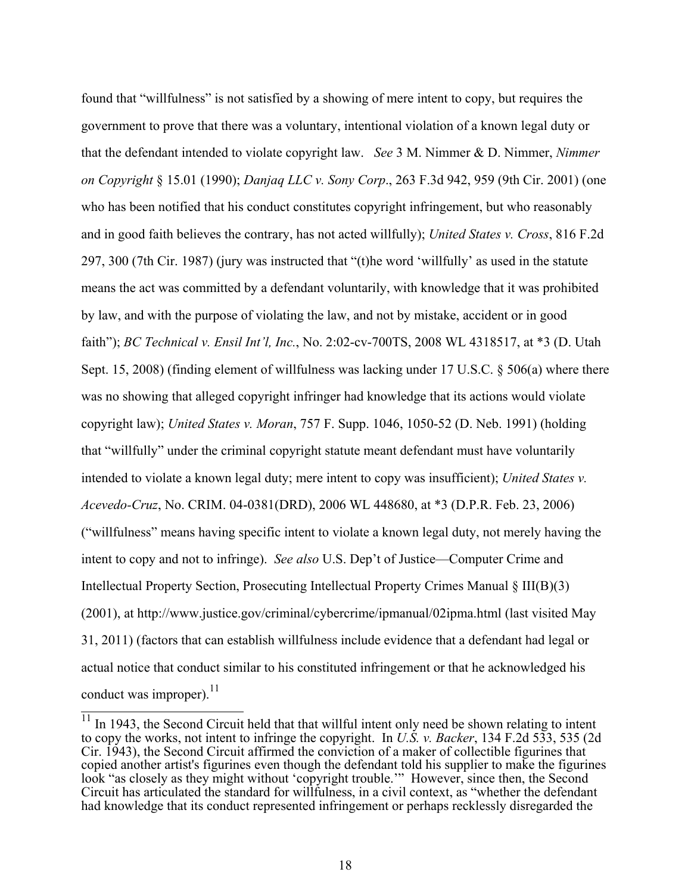found that "willfulness" is not satisfied by a showing of mere intent to copy, but requires the government to prove that there was a voluntary, intentional violation of a known legal duty or that the defendant intended to violate copyright law. *See* 3 M. Nimmer & D. Nimmer, *Nimmer on Copyright* § 15.01 (1990); *Danjaq LLC v. Sony Corp*., 263 F.3d 942, 959 (9th Cir. 2001) (one who has been notified that his conduct constitutes copyright infringement, but who reasonably and in good faith believes the contrary, has not acted willfully); *United States v. Cross*, 816 F.2d 297, 300 (7th Cir. 1987) (jury was instructed that "(t)he word 'willfully' as used in the statute means the act was committed by a defendant voluntarily, with knowledge that it was prohibited by law, and with the purpose of violating the law, and not by mistake, accident or in good faith"); *BC Technical v. Ensil Int'l, Inc.*, No. 2:02-cv-700TS, 2008 WL 4318517, at *3 (D. Utah Sept. 15, 2008) (finding element of willfulness was lacking under 17 U.S.C. § 506(a) where there was no showing that alleged copyright infringer had knowledge that its actions would violate copyright law); *United States v. Moran*, 757 F. Supp. 1046, 1050-52 (D. Neb. 1991) (holding that "willfully" under the criminal copyright statute meant defendant must have voluntarily intended to violate a known legal duty; mere intent to copy was insufficient); *United States v. Acevedo-Cruz*, No. CRIM. 04-0381(DRD), 2006 WL 448680, at *3 (D.P.R. Feb. 23, 2006) ("willfulness" means having specific intent to violate a known legal duty, not merely having the intent to copy and not to infringe). *See also* U.S. Dep't of Justice—Computer Crime and Intellectual Property Section, Prosecuting Intellectual Property Crimes Manual § III(B)(3) (2001), at http://www.justice.gov/criminal/cybercrime/ipmanual/02ipma.html (last visited May 31, 2011) (factors that can establish willfulness include evidence that a defendant had legal or actual notice that conduct similar to his constituted infringement or that he acknowledged his conduct was improper).[11]

---

[11] In 1943, the Second Circuit held that that willful intent only need be shown relating to intent to copy the works, not intent to infringe the copyright. In *U.S. v. Backer*, 134 F.2d 533, 535 (2d Cir. 1943), the Second Circuit affirmed the conviction of a maker of collectible figurines that copied another artist's figurines even though the defendant told his supplier to make the figurines look "as closely as they might without 'copyright trouble.'" However, since then, the Second Circuit has articulated the standard for willfulness, in a civil context, as "whether the defendant had knowledge that its conduct represented infringement or perhaps recklessly disregarded the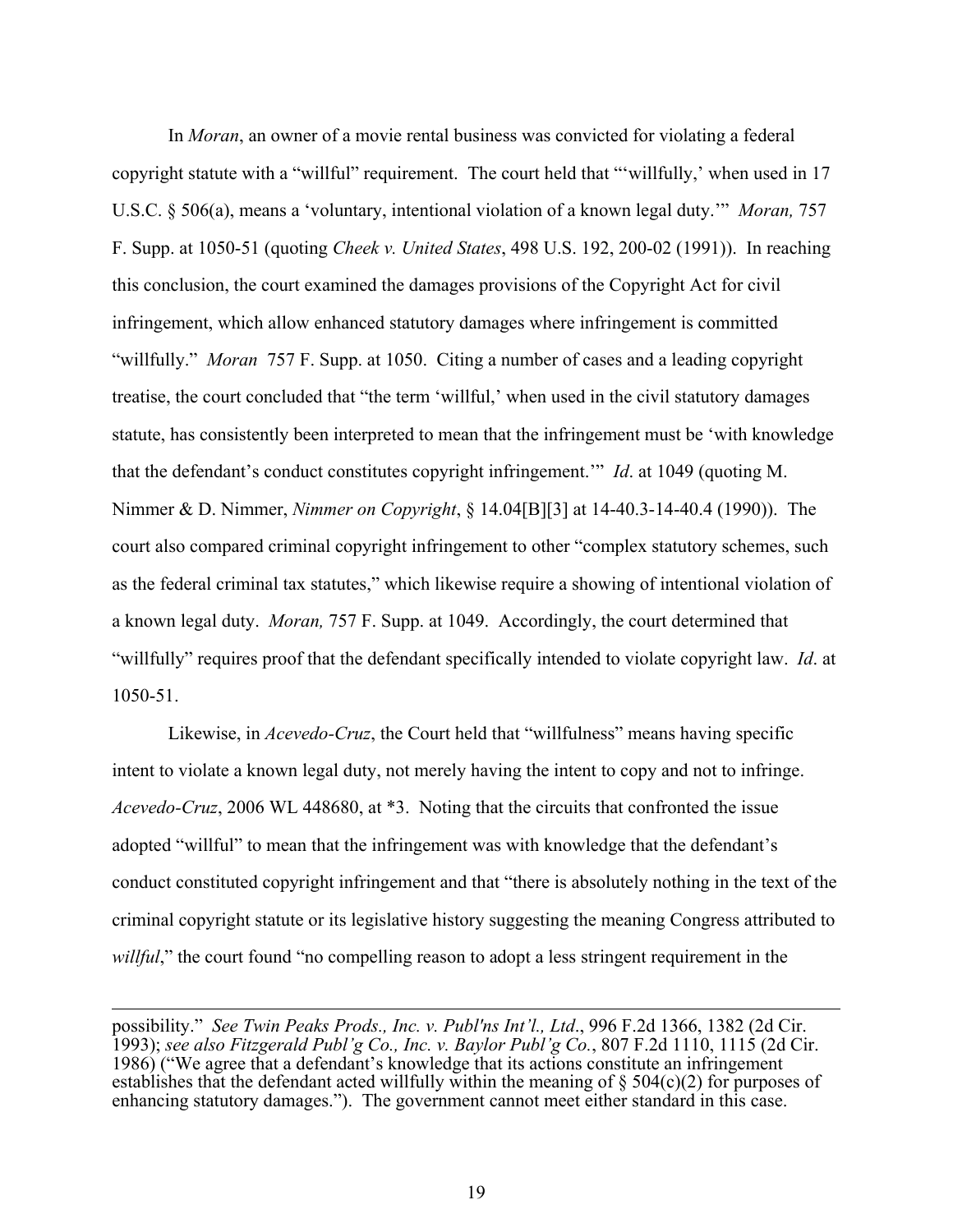In *Moran*, an owner of a movie rental business was convicted for violating a federal copyright statute with a "willful" requirement. The court held that "'willfully,' when used in 17 U.S.C. § 506(a), means a 'voluntary, intentional violation of a known legal duty.'" *Moran,* 757 F. Supp. at 1050-51 (quoting *Cheek v. United States*, 498 U.S. 192, 200-02 (1991)). In reaching this conclusion, the court examined the damages provisions of the Copyright Act for civil infringement, which allow enhanced statutory damages where infringement is committed "willfully." *Moran* 757 F. Supp. at 1050. Citing a number of cases and a leading copyright treatise, the court concluded that "the term 'willful,' when used in the civil statutory damages statute, has consistently been interpreted to mean that the infringement must be 'with knowledge that the defendant's conduct constitutes copyright infringement.'" *Id*. at 1049 (quoting M. Nimmer & D. Nimmer, *Nimmer on Copyright*, § 14.04[B][3] at 14-40.3-14-40.4 (1990)). The court also compared criminal copyright infringement to other "complex statutory schemes, such as the federal criminal tax statutes," which likewise require a showing of intentional violation of a known legal duty. *Moran,* 757 F. Supp. at 1049. Accordingly, the court determined that "willfully" requires proof that the defendant specifically intended to violate copyright law. *Id*. at 1050-51.

Likewise, in *Acevedo-Cruz*, the Court held that "willfulness" means having specific intent to violate a known legal duty, not merely having the intent to copy and not to infringe. *Acevedo-Cruz*, 2006 WL 448680, at *3. Noting that the circuits that confronted the issue adopted "willful" to mean that the infringement was with knowledge that the defendant's conduct constituted copyright infringement and that "there is absolutely nothing in the text of the criminal copyright statute or its legislative history suggesting the meaning Congress attributed to *willful*," the court found "no compelling reason to adopt a less stringent requirement in the

---

possibility." *See Twin Peaks Prods., Inc. v. Publ'ns Int'l., Ltd*., 996 F.2d 1366, 1382 (2d Cir. 1993); *see also Fitzgerald Publ'g Co., Inc. v. Baylor Publ'g Co.*, 807 F.2d 1110, 1115 (2d Cir. 1986) ("We agree that a defendant's knowledge that its actions constitute an infringement establishes that the defendant acted willfully within the meaning of § 504(c)(2) for purposes of enhancing statutory damages."). The government cannot meet either standard in this case.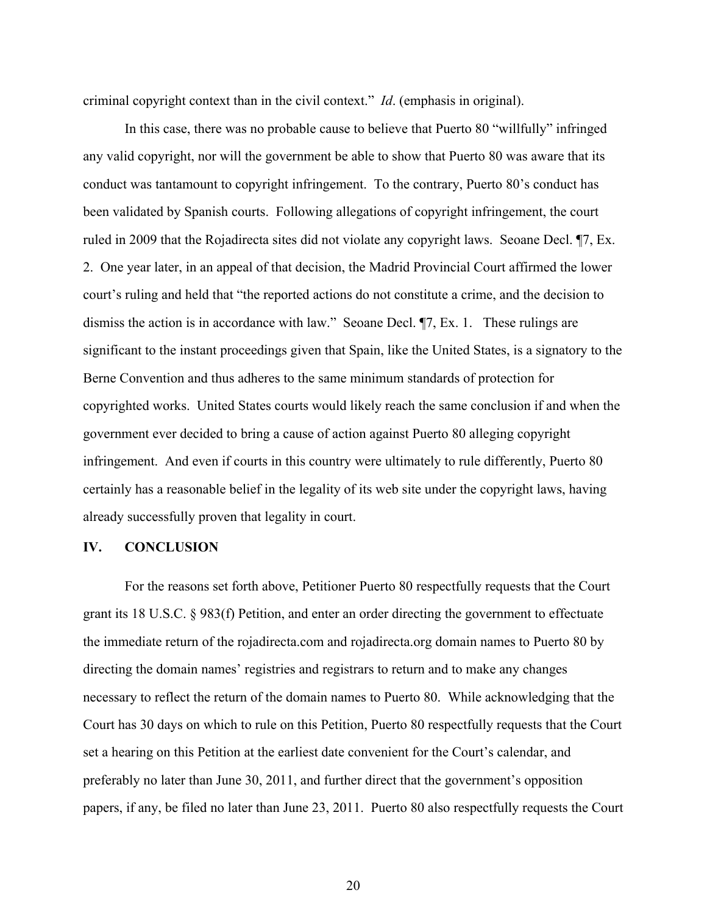criminal copyright context than in the civil context." *Id*. (emphasis in original).

In this case, there was no probable cause to believe that Puerto 80 "willfully" infringed any valid copyright, nor will the government be able to show that Puerto 80 was aware that its conduct was tantamount to copyright infringement. To the contrary, Puerto 80's conduct has been validated by Spanish courts. Following allegations of copyright infringement, the court ruled in 2009 that the Rojadirecta sites did not violate any copyright laws. Seoane Decl. ¶7, Ex. 2. One year later, in an appeal of that decision, the Madrid Provincial Court affirmed the lower court's ruling and held that "the reported actions do not constitute a crime, and the decision to dismiss the action is in accordance with law." Seoane Decl. ¶7, Ex. 1. These rulings are significant to the instant proceedings given that Spain, like the United States, is a signatory to the Berne Convention and thus adheres to the same minimum standards of protection for copyrighted works. United States courts would likely reach the same conclusion if and when the government ever decided to bring a cause of action against Puerto 80 alleging copyright infringement. And even if courts in this country were ultimately to rule differently, Puerto 80 certainly has a reasonable belief in the legality of its web site under the copyright laws, having already successfully proven that legality in court.

## IV. CONCLUSION

For the reasons set forth above, Petitioner Puerto 80 respectfully requests that the Court grant its 18 U.S.C. § 983(f) Petition, and enter an order directing the government to effectuate the immediate return of the rojadirecta.com and rojadirecta.org domain names to Puerto 80 by directing the domain names' registries and registrars to return and to make any changes necessary to reflect the return of the domain names to Puerto 80. While acknowledging that the Court has 30 days on which to rule on this Petition, Puerto 80 respectfully requests that the Court set a hearing on this Petition at the earliest date convenient for the Court's calendar, and preferably no later than June 30, 2011, and further direct that the government's opposition papers, if any, be filed no later than June 23, 2011. Puerto 80 also respectfully requests the Court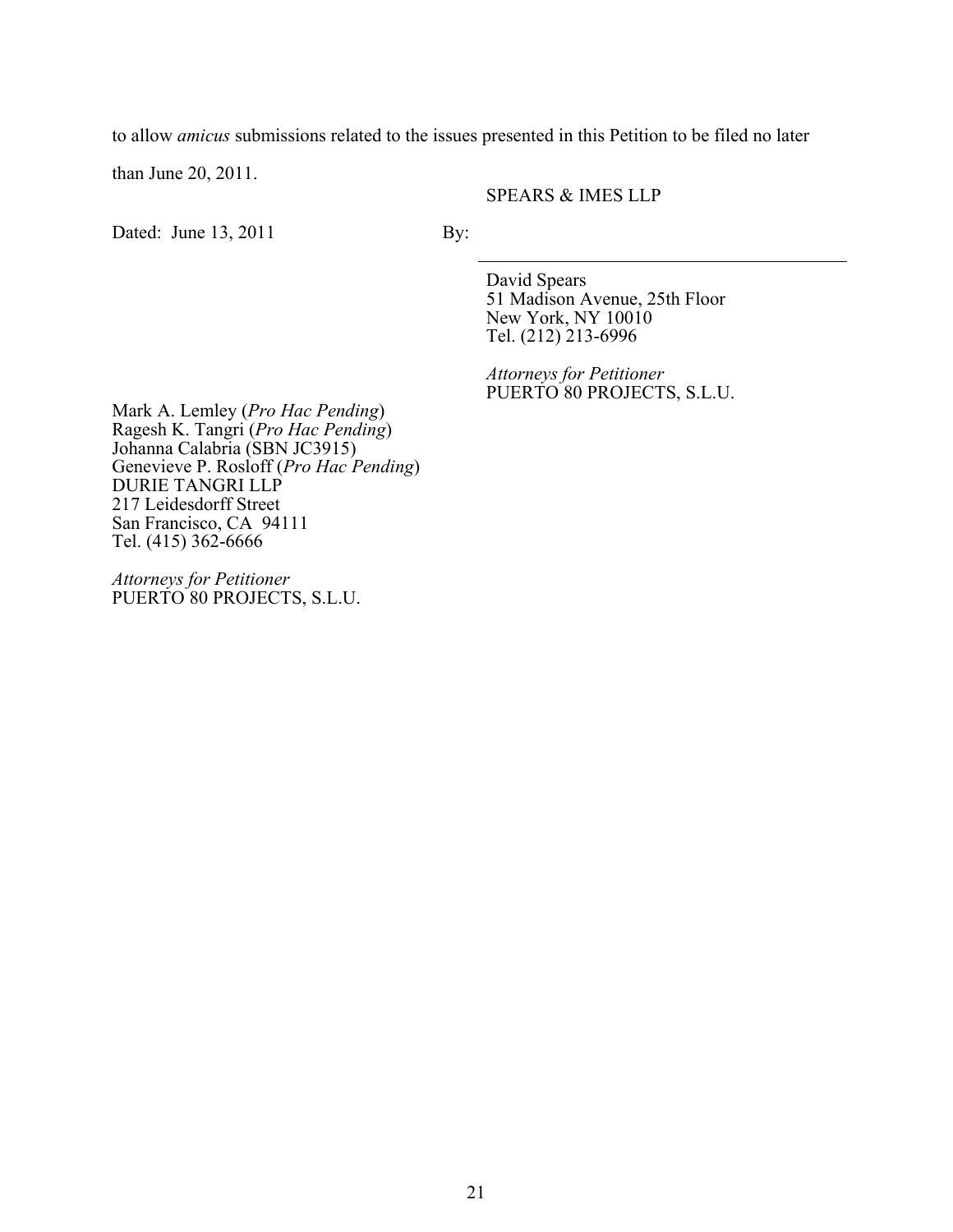to allow *amicus* submissions related to the issues presented in this Petition to be filed no later than June 20, 2011.

SPEARS & IMES LLP

Dated: June 13, 2011

By: \_\_\_\_\_\_\_\_\_\_\_\_\_\_\_\_\_\_\_\_\_\_\_\_\_\_\_\_\_\_\_\_

David Spears
51 Madison Avenue, 25th Floor
New York, NY 10010
Tel. (212) 213-6996

*Attorneys for Petitioner*
PUERTO 80 PROJECTS, S.L.U.

Mark A. Lemley (*Pro Hac Pending*)
Ragesh K. Tangri (*Pro Hac Pending*)
Johanna Calabria (SBN JC3915)
Genevieve P. Rosloff (*Pro Hac Pending*)
DURIE TANGRI LLP
217 Leidesdorff Street
San Francisco, CA 94111
Tel. (415) 362-6666

*Attorneys for Petitioner*
PUERTO 80 PROJECTS, S.L.U.